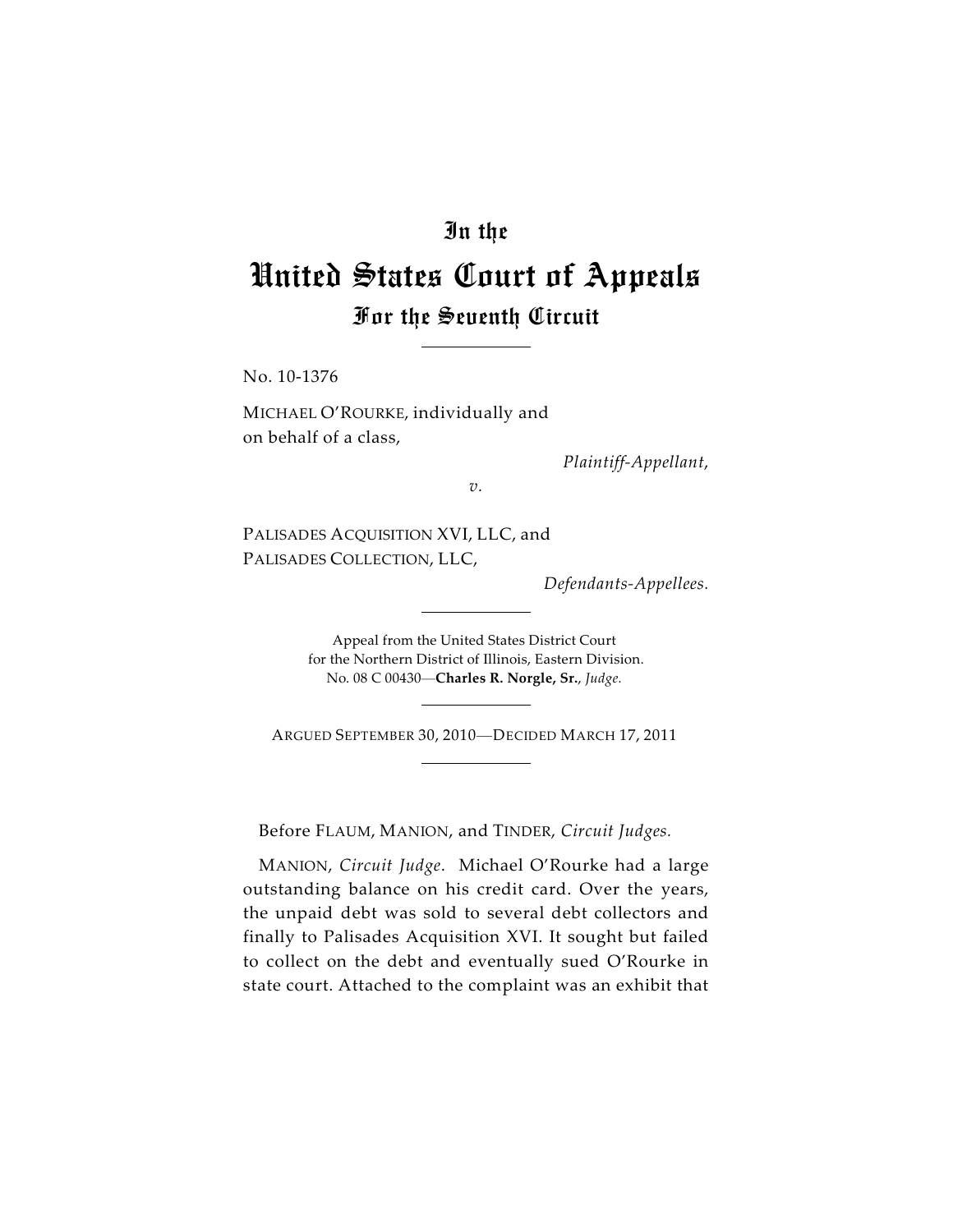# In the
# United States Court of Appeals
## For the Seventh Circuit

No. 10-1376

MICHAEL O'ROURKE, individually and on behalf of a class,

*Plaintiff-Appellant,*

*v.*

PALISADES ACQUISITION XVI, LLC, and PALISADES COLLECTION, LLC,

*Defendants-Appellees.*

Appeal from the United States District Court for the Northern District of Illinois, Eastern Division.
No. 08 C 00430—**Charles R. Norgle, Sr.**, *Judge.*

ARGUED SEPTEMBER 30, 2010—DECIDED MARCH 17, 2011

Before FLAUM, MANION, and TINDER, *Circuit Judges.*

MANION, *Circuit Judge*. Michael O'Rourke had a large outstanding balance on his credit card. Over the years, the unpaid debt was sold to several debt collectors and finally to Palisades Acquisition XVI. It sought but failed to collect on the debt and eventually sued O'Rourke in state court. Attached to the complaint was an exhibit that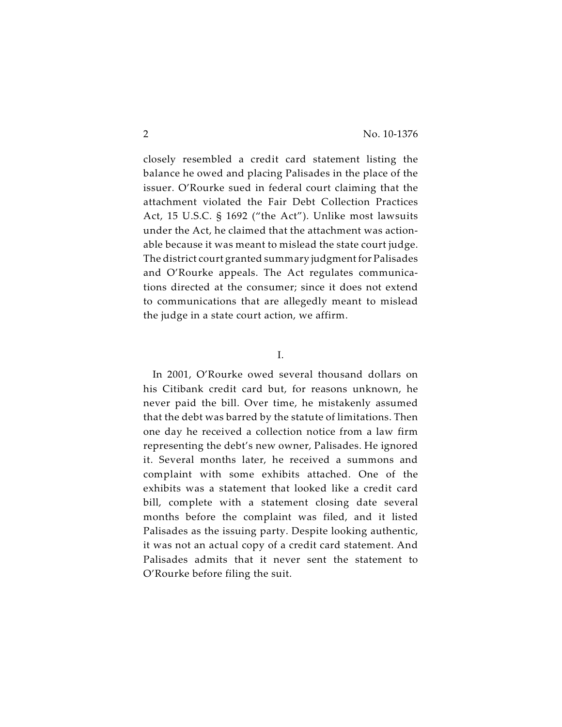closely resembled a credit card statement listing the balance he owed and placing Palisades in the place of the issuer. O'Rourke sued in federal court claiming that the attachment violated the Fair Debt Collection Practices Act, 15 U.S.C. § 1692 ("the Act"). Unlike most lawsuits under the Act, he claimed that the attachment was actionable because it was meant to mislead the state court judge. The district court granted summary judgment for Palisades and O'Rourke appeals. The Act regulates communications directed at the consumer; since it does not extend to communications that are allegedly meant to mislead the judge in a state court action, we affirm.

## I.

In 2001, O'Rourke owed several thousand dollars on his Citibank credit card but, for reasons unknown, he never paid the bill. Over time, he mistakenly assumed that the debt was barred by the statute of limitations. Then one day he received a collection notice from a law firm representing the debt's new owner, Palisades. He ignored it. Several months later, he received a summons and complaint with some exhibits attached. One of the exhibits was a statement that looked like a credit card bill, complete with a statement closing date several months before the complaint was filed, and it listed Palisades as the issuing party. Despite looking authentic, it was not an actual copy of a credit card statement. And Palisades admits that it never sent the statement to O'Rourke before filing the suit.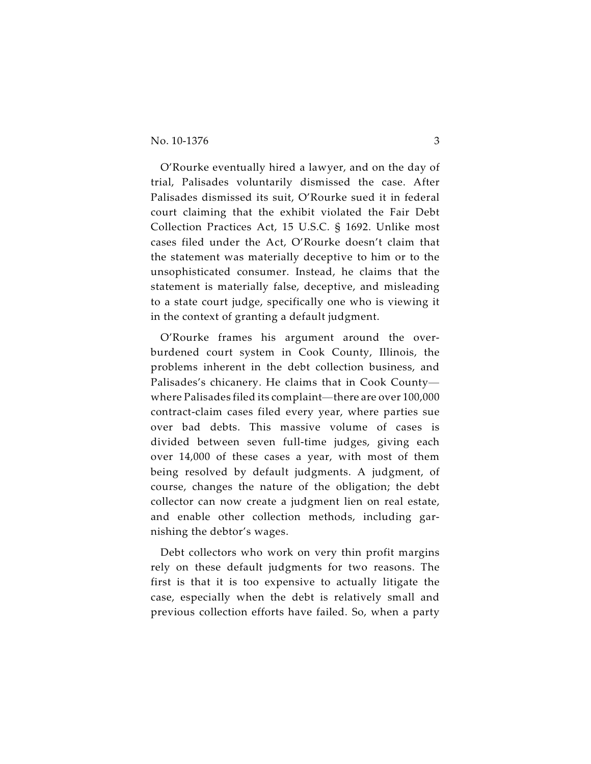O'Rourke eventually hired a lawyer, and on the day of trial, Palisades voluntarily dismissed the case. After Palisades dismissed its suit, O'Rourke sued it in federal court claiming that the exhibit violated the Fair Debt Collection Practices Act, 15 U.S.C. § 1692. Unlike most cases filed under the Act, O'Rourke doesn't claim that the statement was materially deceptive to him or to the unsophisticated consumer. Instead, he claims that the statement is materially false, deceptive, and misleading to a state court judge, specifically one who is viewing it in the context of granting a default judgment.

O'Rourke frames his argument around the overburdened court system in Cook County, Illinois, the problems inherent in the debt collection business, and Palisades's chicanery. He claims that in Cook County—where Palisades filed its complaint—there are over 100,000 contract-claim cases filed every year, where parties sue over bad debts. This massive volume of cases is divided between seven full-time judges, giving each over 14,000 of these cases a year, with most of them being resolved by default judgments. A judgment, of course, changes the nature of the obligation; the debt collector can now create a judgment lien on real estate, and enable other collection methods, including garnishing the debtor's wages.

Debt collectors who work on very thin profit margins rely on these default judgments for two reasons. The first is that it is too expensive to actually litigate the case, especially when the debt is relatively small and previous collection efforts have failed. So, when a party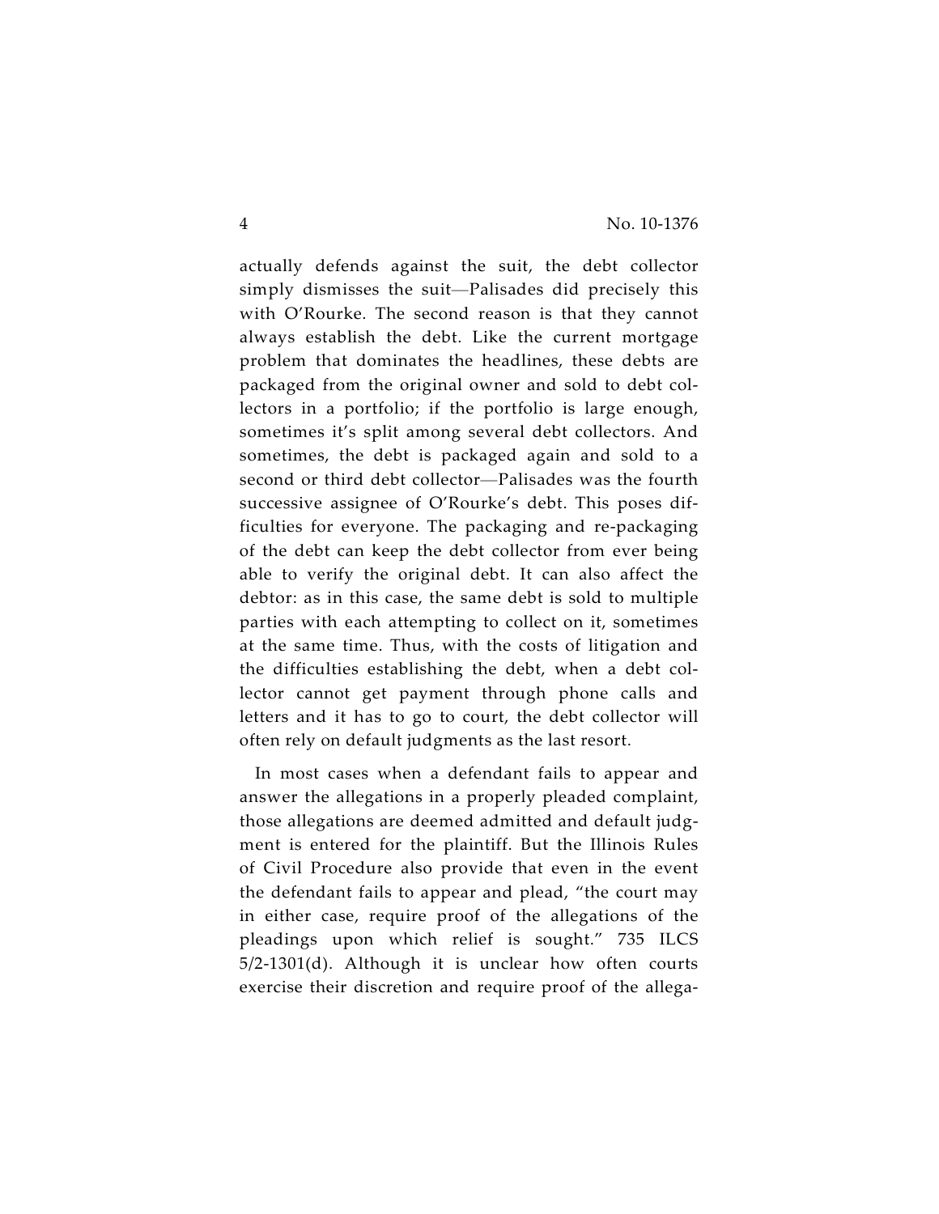actually defends against the suit, the debt collector simply dismisses the suit—Palisades did precisely this with O'Rourke. The second reason is that they cannot always establish the debt. Like the current mortgage problem that dominates the headlines, these debts are packaged from the original owner and sold to debt collectors in a portfolio; if the portfolio is large enough, sometimes it's split among several debt collectors. And sometimes, the debt is packaged again and sold to a second or third debt collector—Palisades was the fourth successive assignee of O'Rourke's debt. This poses difficulties for everyone. The packaging and re-packaging of the debt can keep the debt collector from ever being able to verify the original debt. It can also affect the debtor: as in this case, the same debt is sold to multiple parties with each attempting to collect on it, sometimes at the same time. Thus, with the costs of litigation and the difficulties establishing the debt, when a debt collector cannot get payment through phone calls and letters and it has to go to court, the debt collector will often rely on default judgments as the last resort.

In most cases when a defendant fails to appear and answer the allegations in a properly pleaded complaint, those allegations are deemed admitted and default judgment is entered for the plaintiff. But the Illinois Rules of Civil Procedure also provide that even in the event the defendant fails to appear and plead, "the court may in either case, require proof of the allegations of the pleadings upon which relief is sought." 735 ILCS 5/2-1301(d). Although it is unclear how often courts exercise their discretion and require proof of the allega-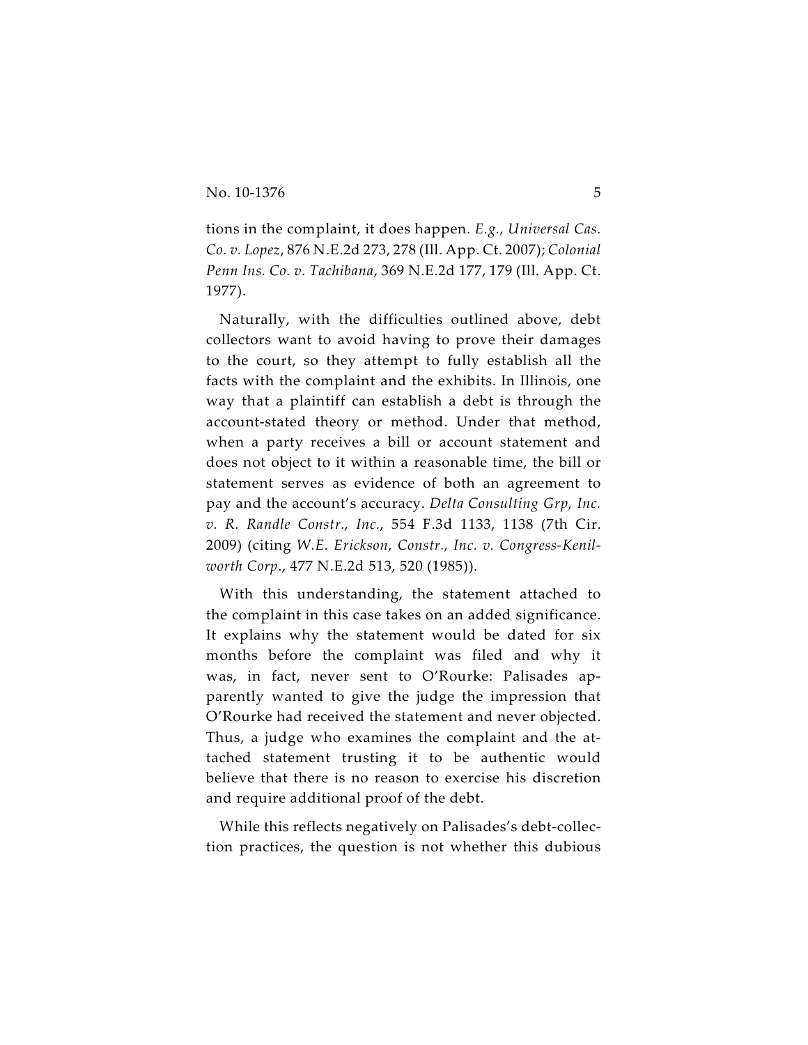tions in the complaint, it does happen. *E.g.*, *Universal Cas. Co. v. Lopez*, 876 N.E.2d 273, 278 (Ill. App. Ct. 2007); *Colonial Penn Ins. Co. v. Tachibana*, 369 N.E.2d 177, 179 (Ill. App. Ct. 1977).

Naturally, with the difficulties outlined above, debt collectors want to avoid having to prove their damages to the court, so they attempt to fully establish all the facts with the complaint and the exhibits. In Illinois, one way that a plaintiff can establish a debt is through the account-stated theory or method. Under that method, when a party receives a bill or account statement and does not object to it within a reasonable time, the bill or statement serves as evidence of both an agreement to pay and the account's accuracy. *Delta Consulting Grp, Inc. v. R. Randle Constr., Inc.*, 554 F.3d 1133, 1138 (7th Cir. 2009) (citing *W.E. Erickson, Constr., Inc. v. Congress-Kenilworth Corp.*, 477 N.E.2d 513, 520 (1985)).

With this understanding, the statement attached to the complaint in this case takes on an added significance. It explains why the statement would be dated for six months before the complaint was filed and why it was, in fact, never sent to O'Rourke: Palisades apparently wanted to give the judge the impression that O'Rourke had received the statement and never objected. Thus, a judge who examines the complaint and the attached statement trusting it to be authentic would believe that there is no reason to exercise his discretion and require additional proof of the debt.

While this reflects negatively on Palisades's debt-collection practices, the question is not whether this dubious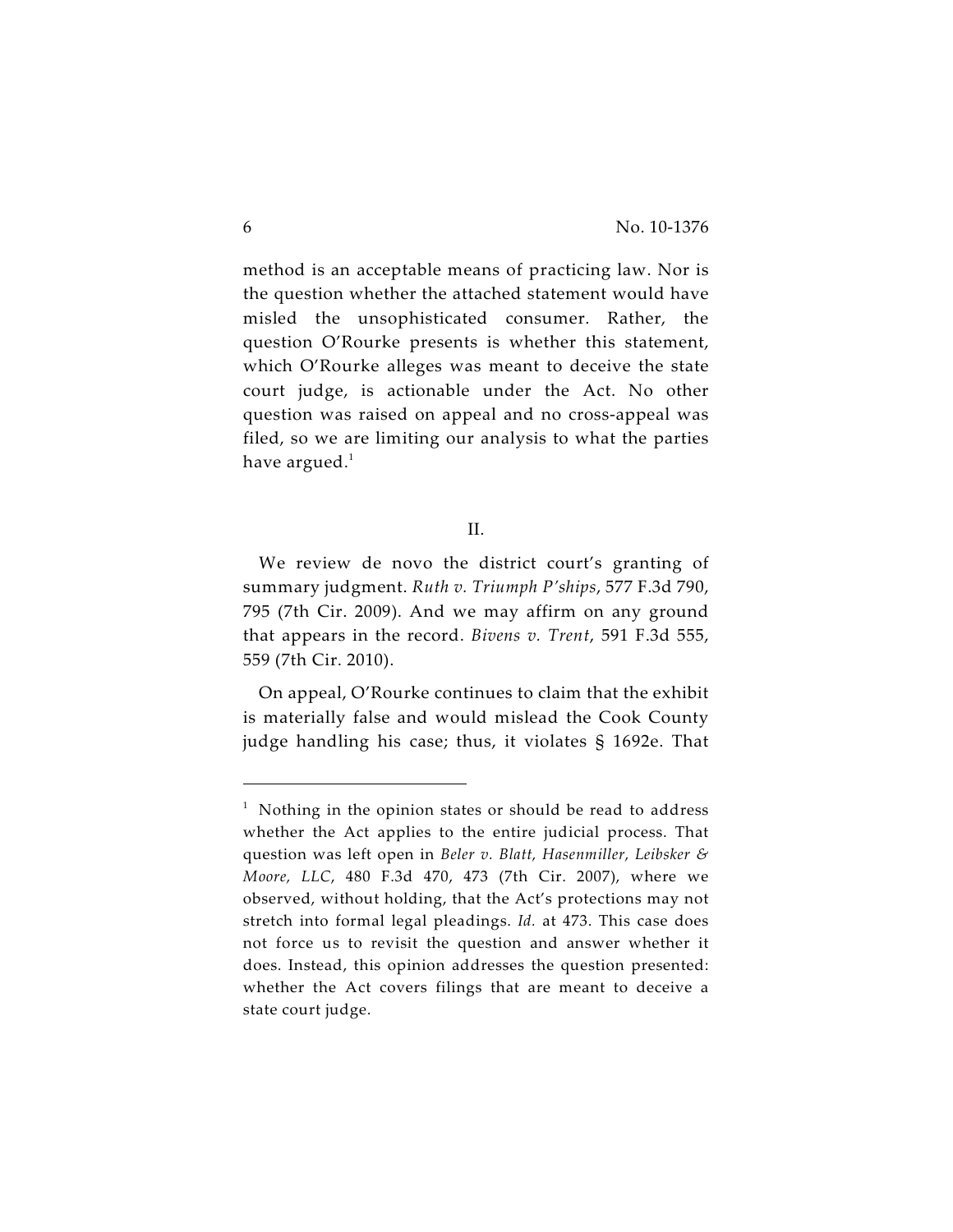method is an acceptable means of practicing law. Nor is the question whether the attached statement would have misled the unsophisticated consumer. Rather, the question O'Rourke presents is whether this statement, which O'Rourke alleges was meant to deceive the state court judge, is actionable under the Act. No other question was raised on appeal and no cross-appeal was filed, so we are limiting our analysis to what the parties have argued.[1]

## II.

We review de novo the district court's granting of summary judgment. *Ruth v. Triumph P'ships*, 577 F.3d 790, 795 (7th Cir. 2009). And we may affirm on any ground that appears in the record. *Bivens v. Trent*, 591 F.3d 555, 559 (7th Cir. 2010).

On appeal, O'Rourke continues to claim that the exhibit is materially false and would mislead the Cook County judge handling his case; thus, it violates § 1692e. That

---

[1] Nothing in the opinion states or should be read to address whether the Act applies to the entire judicial process. That question was left open in *Beler v. Blatt, Hasenmiller, Leibsker & Moore, LLC*, 480 F.3d 470, 473 (7th Cir. 2007), where we observed, without holding, that the Act's protections may not stretch into formal legal pleadings. *Id.* at 473. This case does not force us to revisit the question and answer whether it does. Instead, this opinion addresses the question presented: whether the Act covers filings that are meant to deceive a state court judge.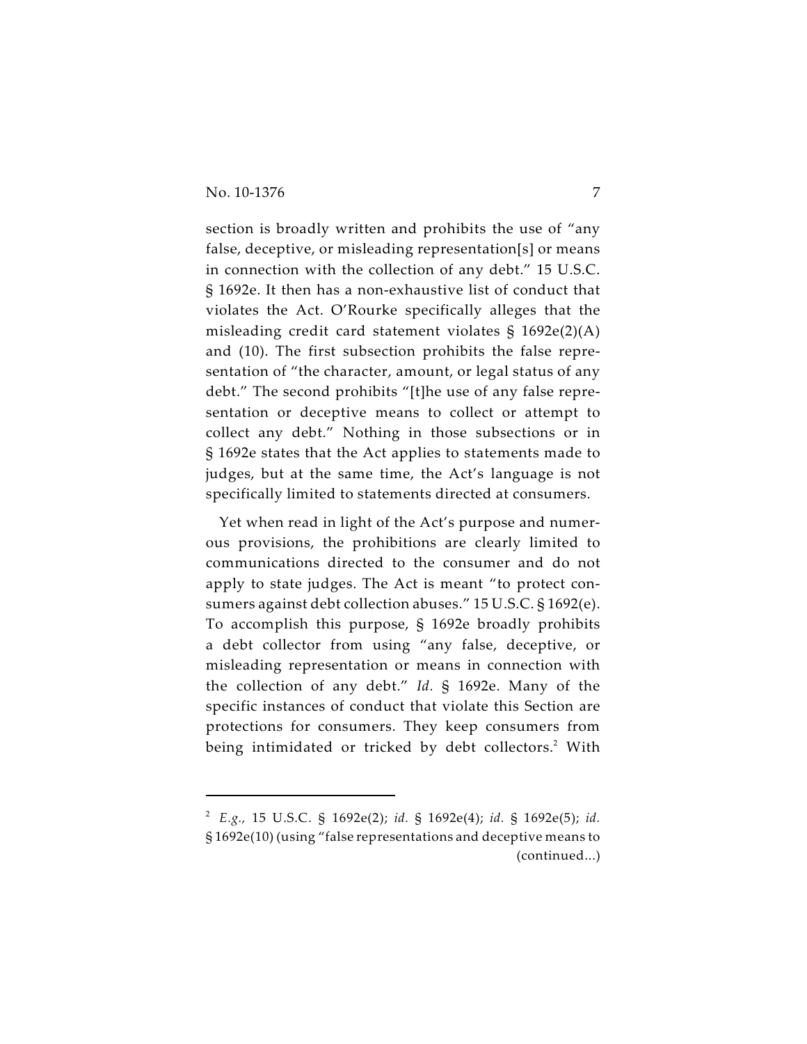section is broadly written and prohibits the use of "any false, deceptive, or misleading representation[s] or means in connection with the collection of any debt." 15 U.S.C. § 1692e. It then has a non-exhaustive list of conduct that violates the Act. O'Rourke specifically alleges that the misleading credit card statement violates § 1692e(2)(A) and (10). The first subsection prohibits the false representation of "the character, amount, or legal status of any debt." The second prohibits "[t]he use of any false representation or deceptive means to collect or attempt to collect any debt." Nothing in those subsections or in § 1692e states that the Act applies to statements made to judges, but at the same time, the Act's language is not specifically limited to statements directed at consumers.

Yet when read in light of the Act's purpose and numerous provisions, the prohibitions are clearly limited to communications directed to the consumer and do not apply to state judges. The Act is meant "to protect consumers against debt collection abuses." 15 U.S.C. § 1692(e). To accomplish this purpose, § 1692e broadly prohibits a debt collector from using "any false, deceptive, or misleading representation or means in connection with the collection of any debt." *Id.* § 1692e. Many of the specific instances of conduct that violate this Section are protections for consumers. They keep consumers from being intimidated or tricked by debt collectors.[2] With

---

[2] *E.g.,* 15 U.S.C. § 1692e(2); *id.* § 1692e(4); *id.* § 1692e(5); *id.* § 1692e(10) (using "false representations and deceptive means to (continued...)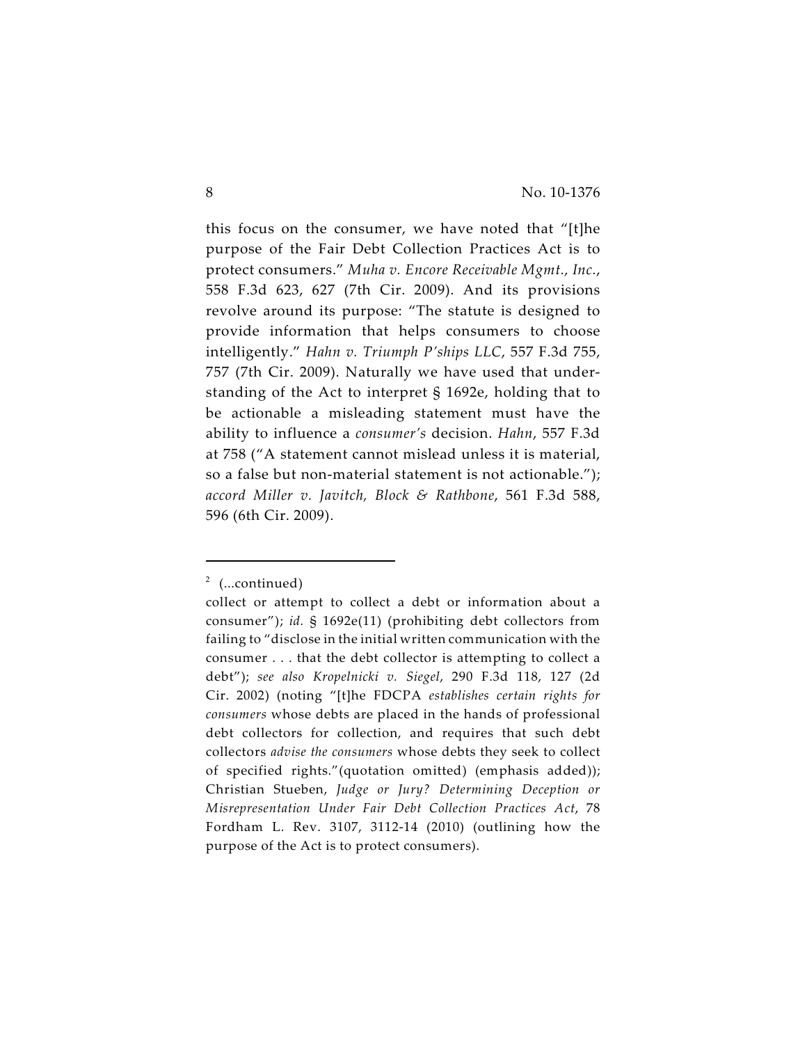this focus on the consumer, we have noted that "[t]he purpose of the Fair Debt Collection Practices Act is to protect consumers." *Muha v. Encore Receivable Mgmt., Inc.*, 558 F.3d 623, 627 (7th Cir. 2009). And its provisions revolve around its purpose: "The statute is designed to provide information that helps consumers to choose intelligently." *Hahn v. Triumph P'ships LLC*, 557 F.3d 755, 757 (7th Cir. 2009). Naturally we have used that understanding of the Act to interpret § 1692e, holding that to be actionable a misleading statement must have the ability to influence a *consumer's* decision. *Hahn*, 557 F.3d at 758 ("A statement cannot mislead unless it is material, so a false but non-material statement is not actionable."); *accord Miller v. Javitch, Block & Rathbone*, 561 F.3d 588, 596 (6th Cir. 2009).

---

[2] (...continued)

collect or attempt to collect a debt or information about a consumer"); *id.* § 1692e(11) (prohibiting debt collectors from failing to "disclose in the initial written communication with the consumer . . . that the debt collector is attempting to collect a debt"); *see also Kropelnicki v. Siegel*, 290 F.3d 118, 127 (2d Cir. 2002) (noting "[t]he FDCPA *establishes certain rights for consumers* whose debts are placed in the hands of professional debt collectors for collection, and requires that such debt collectors *advise the consumers* whose debts they seek to collect of specified rights."(quotation omitted) (emphasis added)); Christian Stueben, *Judge or Jury? Determining Deception or Misrepresentation Under Fair Debt Collection Practices Act*, 78 Fordham L. Rev. 3107, 3112-14 (2010) (outlining how the purpose of the Act is to protect consumers).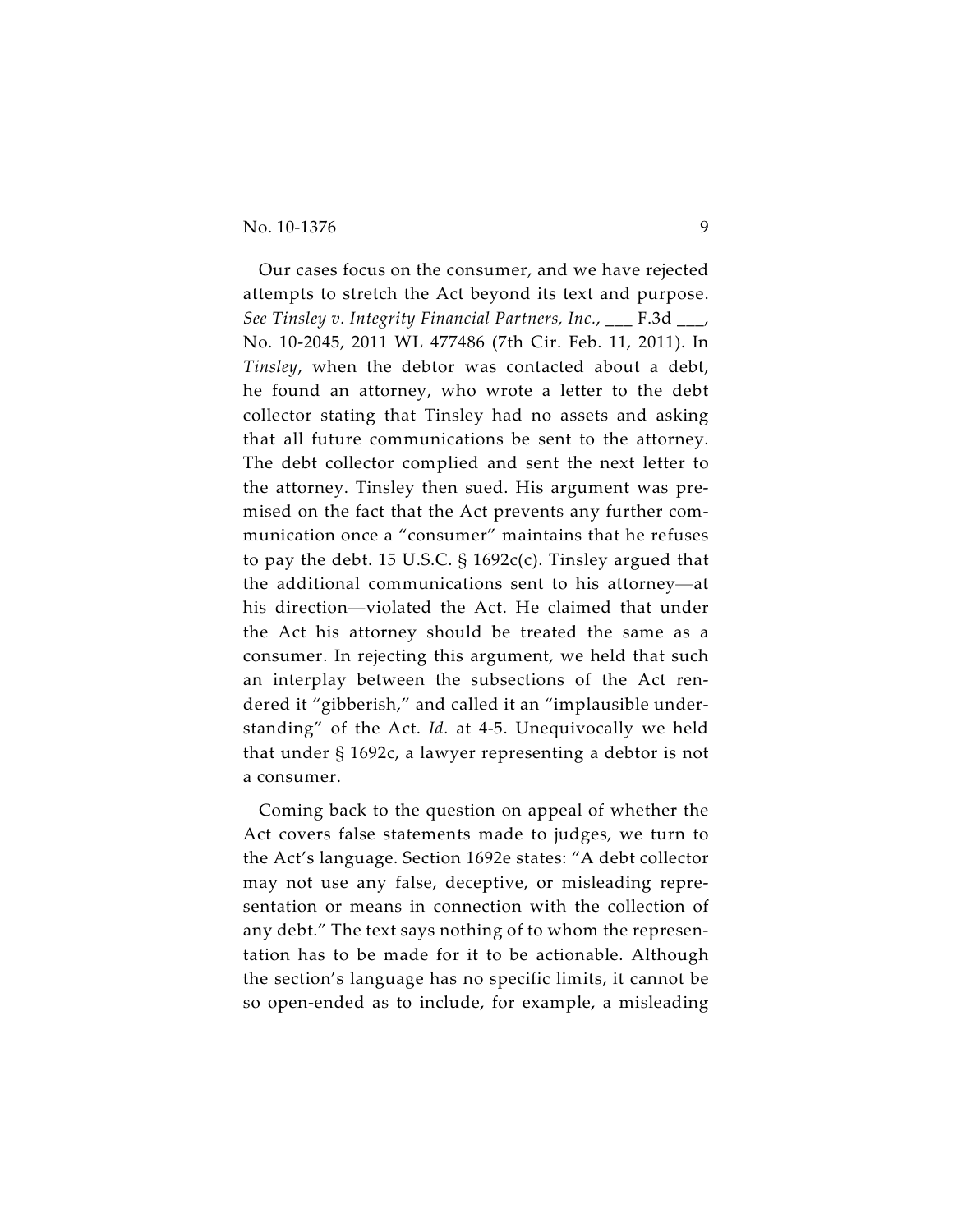Our cases focus on the consumer, and we have rejected attempts to stretch the Act beyond its text and purpose. *See Tinsley v. Integrity Financial Partners, Inc.*, ___ F.3d ___, No. 10-2045, 2011 WL 477486 (7th Cir. Feb. 11, 2011). In *Tinsley*, when the debtor was contacted about a debt, he found an attorney, who wrote a letter to the debt collector stating that Tinsley had no assets and asking that all future communications be sent to the attorney. The debt collector complied and sent the next letter to the attorney. Tinsley then sued. His argument was premised on the fact that the Act prevents any further communication once a "consumer" maintains that he refuses to pay the debt. 15 U.S.C. § 1692c(c). Tinsley argued that the additional communications sent to his attorney—at his direction—violated the Act. He claimed that under the Act his attorney should be treated the same as a consumer. In rejecting this argument, we held that such an interplay between the subsections of the Act rendered it "gibberish," and called it an "implausible understanding" of the Act. *Id.* at 4-5. Unequivocally we held that under § 1692c, a lawyer representing a debtor is not a consumer.

Coming back to the question on appeal of whether the Act covers false statements made to judges, we turn to the Act's language. Section 1692e states: "A debt collector may not use any false, deceptive, or misleading representation or means in connection with the collection of any debt." The text says nothing of to whom the representation has to be made for it to be actionable. Although the section's language has no specific limits, it cannot be so open-ended as to include, for example, a misleading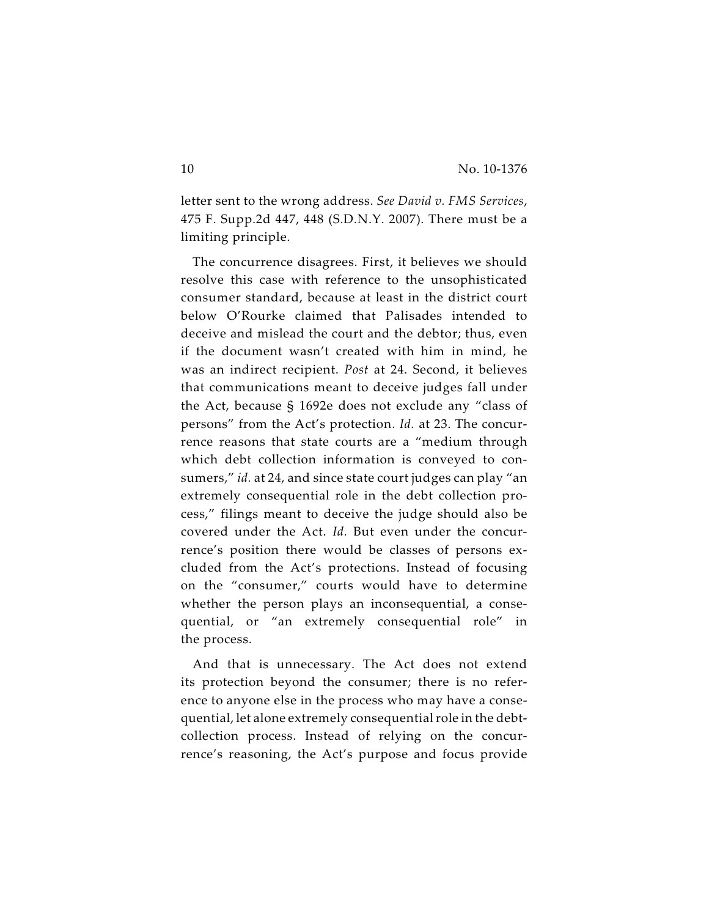letter sent to the wrong address. *See David v. FMS Services*, 475 F. Supp.2d 447, 448 (S.D.N.Y. 2007). There must be a limiting principle.

The concurrence disagrees. First, it believes we should resolve this case with reference to the unsophisticated consumer standard, because at least in the district court below O'Rourke claimed that Palisades intended to deceive and mislead the court and the debtor; thus, even if the document wasn't created with him in mind, he was an indirect recipient. *Post* at 24. Second, it believes that communications meant to deceive judges fall under the Act, because § 1692e does not exclude any "class of persons" from the Act's protection. *Id.* at 23. The concurrence reasons that state courts are a "medium through which debt collection information is conveyed to consumers," *id.* at 24, and since state court judges can play "an extremely consequential role in the debt collection process," filings meant to deceive the judge should also be covered under the Act. *Id.* But even under the concurrence's position there would be classes of persons excluded from the Act's protections. Instead of focusing on the "consumer," courts would have to determine whether the person plays an inconsequential, a consequential, or "an extremely consequential role" in the process.

And that is unnecessary. The Act does not extend its protection beyond the consumer; there is no reference to anyone else in the process who may have a consequential, let alone extremely consequential role in the debt-collection process. Instead of relying on the concurrence's reasoning, the Act's purpose and focus provide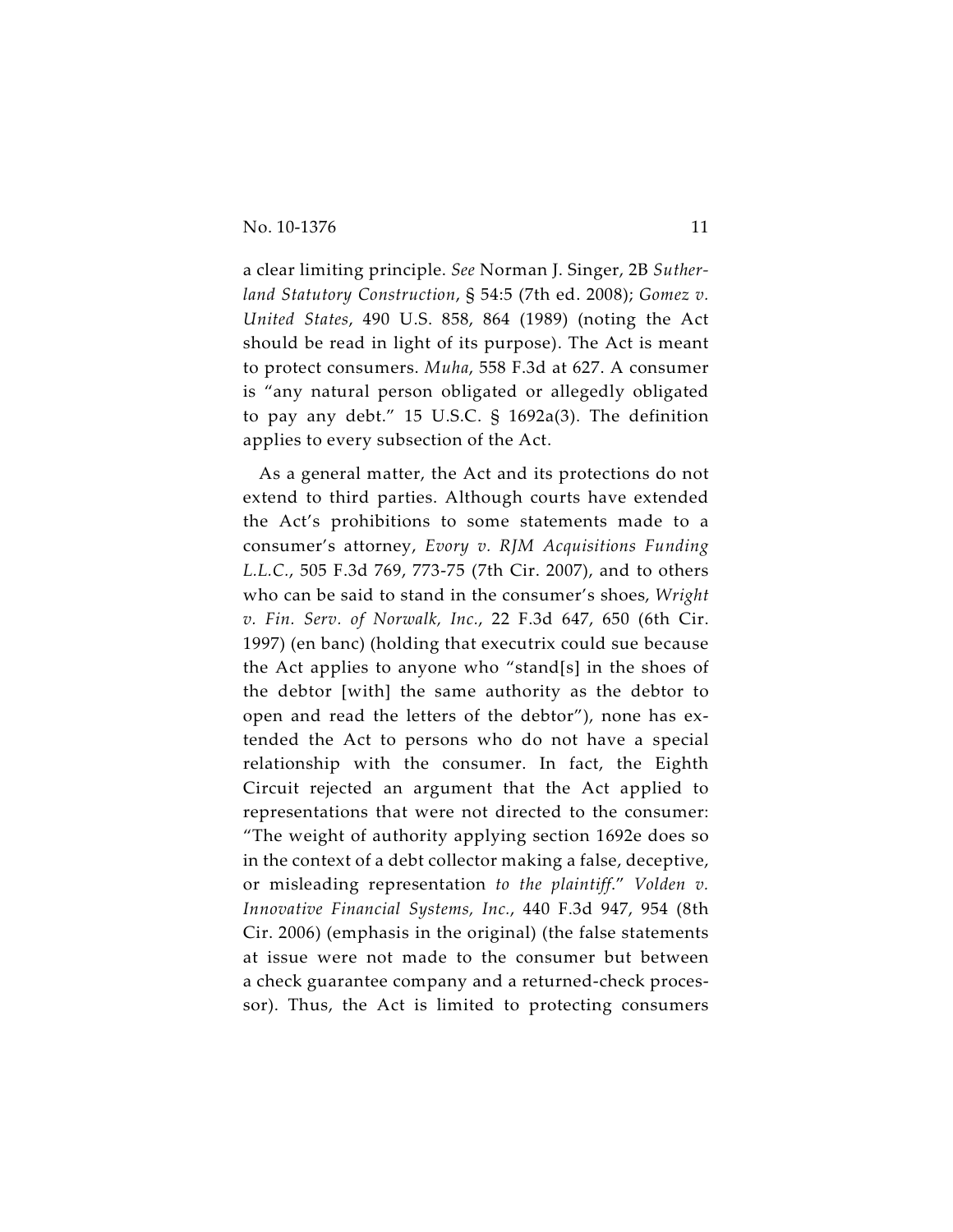a clear limiting principle. *See* Norman J. Singer, 2B *Sutherland Statutory Construction*, § 54:5 (7th ed. 2008); *Gomez v. United States*, 490 U.S. 858, 864 (1989) (noting the Act should be read in light of its purpose). The Act is meant to protect consumers. *Muha*, 558 F.3d at 627. A consumer is "any natural person obligated or allegedly obligated to pay any debt." 15 U.S.C. § 1692a(3). The definition applies to every subsection of the Act.

As a general matter, the Act and its protections do not extend to third parties. Although courts have extended the Act's prohibitions to some statements made to a consumer's attorney, *Evory v. RJM Acquisitions Funding L.L.C.*, 505 F.3d 769, 773-75 (7th Cir. 2007), and to others who can be said to stand in the consumer's shoes, *Wright v. Fin. Serv. of Norwalk, Inc.*, 22 F.3d 647, 650 (6th Cir. 1997) (en banc) (holding that executrix could sue because the Act applies to anyone who "stand[s] in the shoes of the debtor [with] the same authority as the debtor to open and read the letters of the debtor"), none has extended the Act to persons who do not have a special relationship with the consumer. In fact, the Eighth Circuit rejected an argument that the Act applied to representations that were not directed to the consumer: "The weight of authority applying section 1692e does so in the context of a debt collector making a false, deceptive, or misleading representation *to the plaintiff*." *Volden v. Innovative Financial Systems, Inc.*, 440 F.3d 947, 954 (8th Cir. 2006) (emphasis in the original) (the false statements at issue were not made to the consumer but between a check guarantee company and a returned-check processor). Thus, the Act is limited to protecting consumers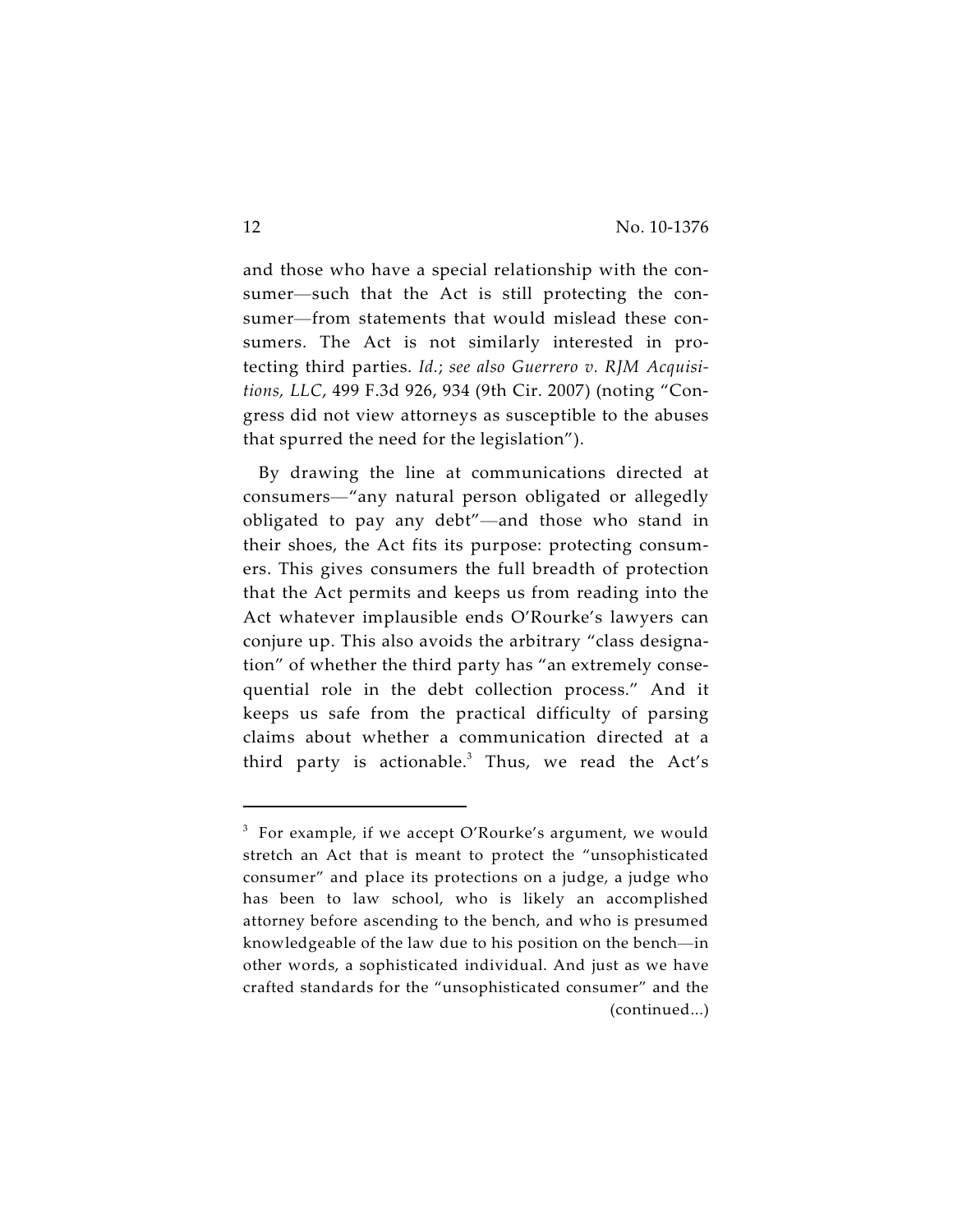and those who have a special relationship with the consumer—such that the Act is still protecting the consumer—from statements that would mislead these consumers. The Act is not similarly interested in protecting third parties. *Id.*; *see also Guerrero v. RJM Acquisitions, LLC*, 499 F.3d 926, 934 (9th Cir. 2007) (noting "Congress did not view attorneys as susceptible to the abuses that spurred the need for the legislation").

By drawing the line at communications directed at consumers—"any natural person obligated or allegedly obligated to pay any debt"—and those who stand in their shoes, the Act fits its purpose: protecting consumers. This gives consumers the full breadth of protection that the Act permits and keeps us from reading into the Act whatever implausible ends O'Rourke's lawyers can conjure up. This also avoids the arbitrary "class designation" of whether the third party has "an extremely consequential role in the debt collection process." And it keeps us safe from the practical difficulty of parsing claims about whether a communication directed at a third party is actionable.[3] Thus, we read the Act's

---

[3] For example, if we accept O'Rourke's argument, we would stretch an Act that is meant to protect the "unsophisticated consumer" and place its protections on a judge, a judge who has been to law school, who is likely an accomplished attorney before ascending to the bench, and who is presumed knowledgeable of the law due to his position on the bench—in other words, a sophisticated individual. And just as we have crafted standards for the "unsophisticated consumer" and the (continued...)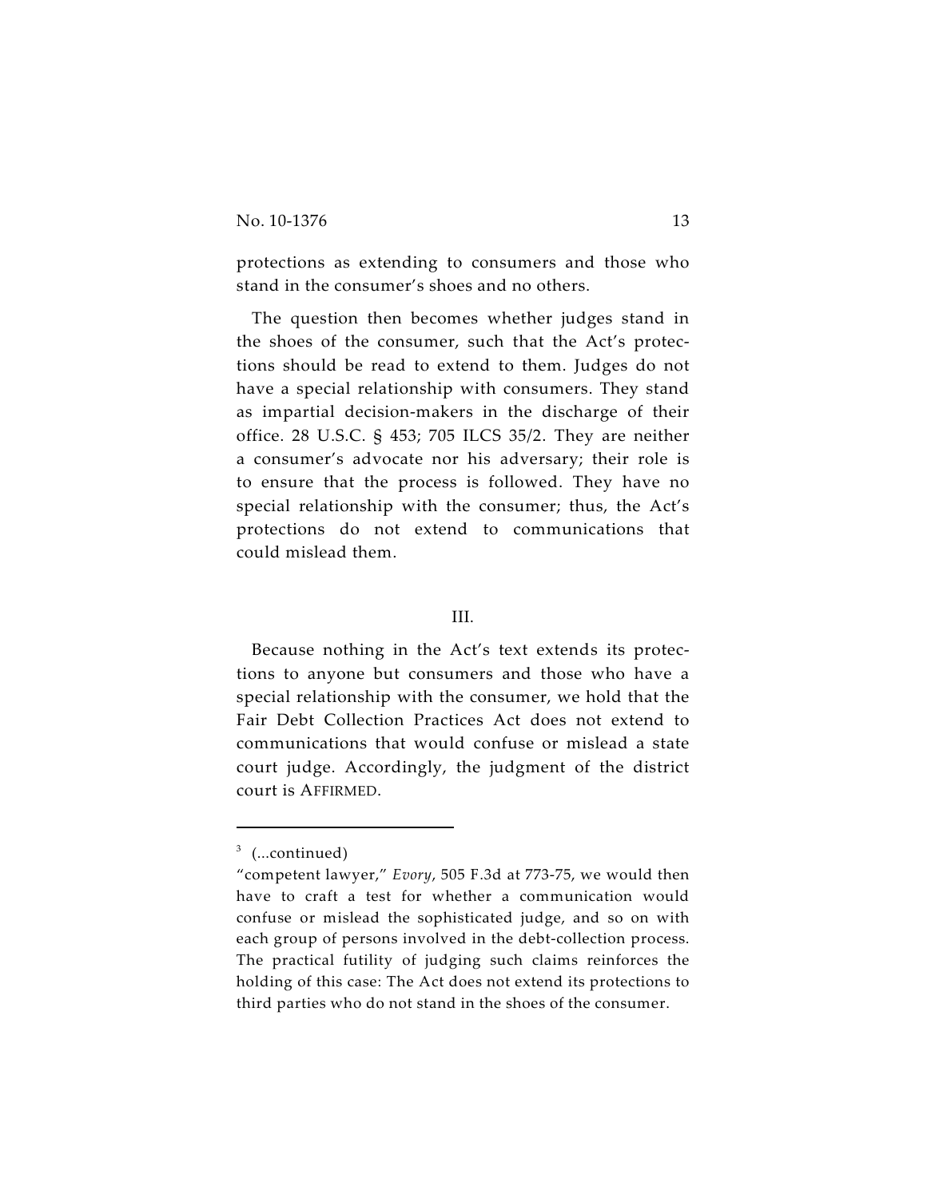protections as extending to consumers and those who stand in the consumer's shoes and no others.

The question then becomes whether judges stand in the shoes of the consumer, such that the Act's protections should be read to extend to them. Judges do not have a special relationship with consumers. They stand as impartial decision-makers in the discharge of their office. 28 U.S.C. § 453; 705 ILCS 35/2. They are neither a consumer's advocate nor his adversary; their role is to ensure that the process is followed. They have no special relationship with the consumer; thus, the Act's protections do not extend to communications that could mislead them.

## III.

Because nothing in the Act's text extends its protections to anyone but consumers and those who have a special relationship with the consumer, we hold that the Fair Debt Collection Practices Act does not extend to communications that would confuse or mislead a state court judge. Accordingly, the judgment of the district court is AFFIRMED.

---

[3] (...continued)
"competent lawyer," *Evory*, 505 F.3d at 773-75, we would then have to craft a test for whether a communication would confuse or mislead the sophisticated judge, and so on with each group of persons involved in the debt-collection process. The practical futility of judging such claims reinforces the holding of this case: The Act does not extend its protections to third parties who do not stand in the shoes of the consumer.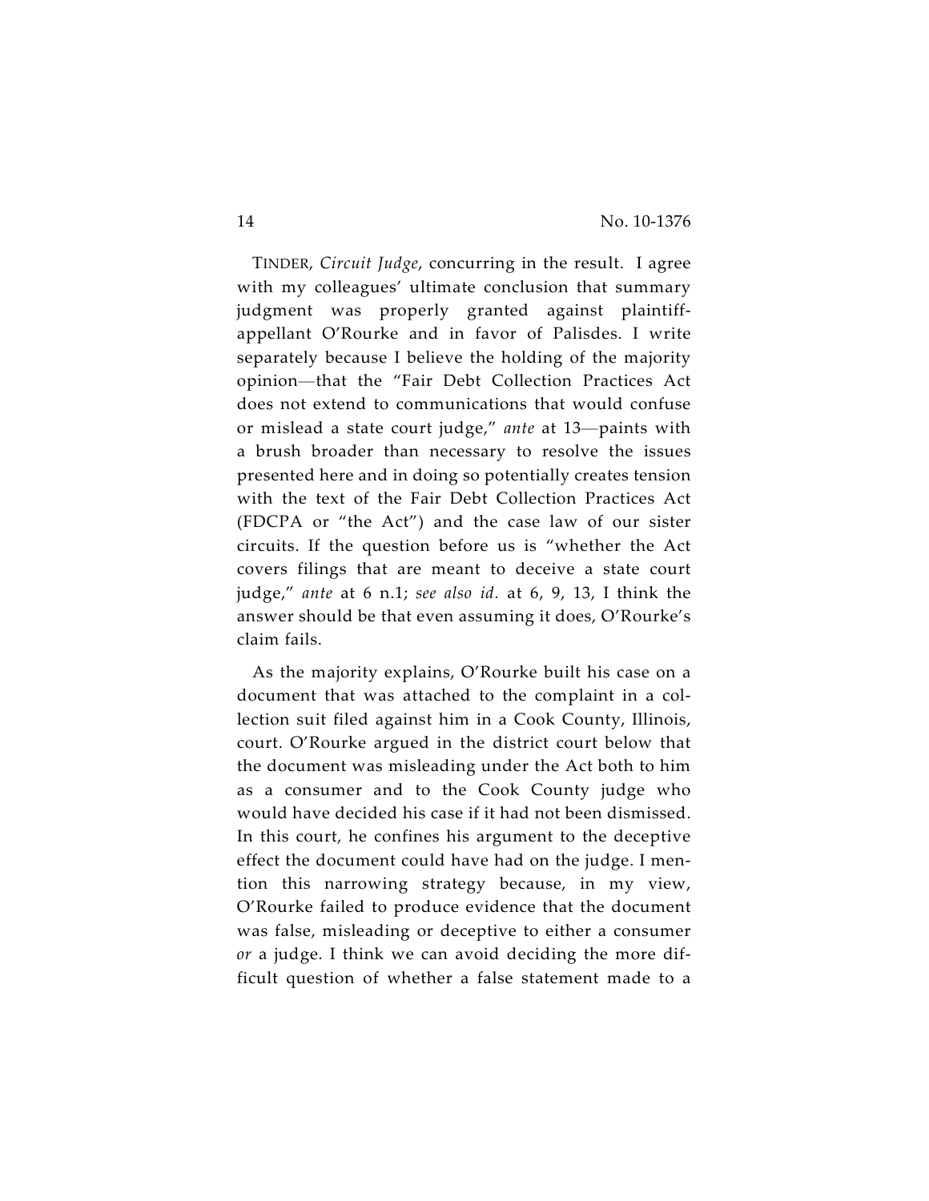TINDER, *Circuit Judge*, concurring in the result. I agree with my colleagues' ultimate conclusion that summary judgment was properly granted against plaintiff-appellant O'Rourke and in favor of Palisdes. I write separately because I believe the holding of the majority opinion—that the "Fair Debt Collection Practices Act does not extend to communications that would confuse or mislead a state court judge," *ante* at 13—paints with a brush broader than necessary to resolve the issues presented here and in doing so potentially creates tension with the text of the Fair Debt Collection Practices Act (FDCPA or "the Act") and the case law of our sister circuits. If the question before us is "whether the Act covers filings that are meant to deceive a state court judge," *ante* at 6 n.1; *see also id.* at 6, 9, 13, I think the answer should be that even assuming it does, O'Rourke's claim fails.

As the majority explains, O'Rourke built his case on a document that was attached to the complaint in a collection suit filed against him in a Cook County, Illinois, court. O'Rourke argued in the district court below that the document was misleading under the Act both to him as a consumer and to the Cook County judge who would have decided his case if it had not been dismissed. In this court, he confines his argument to the deceptive effect the document could have had on the judge. I mention this narrowing strategy because, in my view, O'Rourke failed to produce evidence that the document was false, misleading or deceptive to either a consumer *or* a judge. I think we can avoid deciding the more difficult question of whether a false statement made to a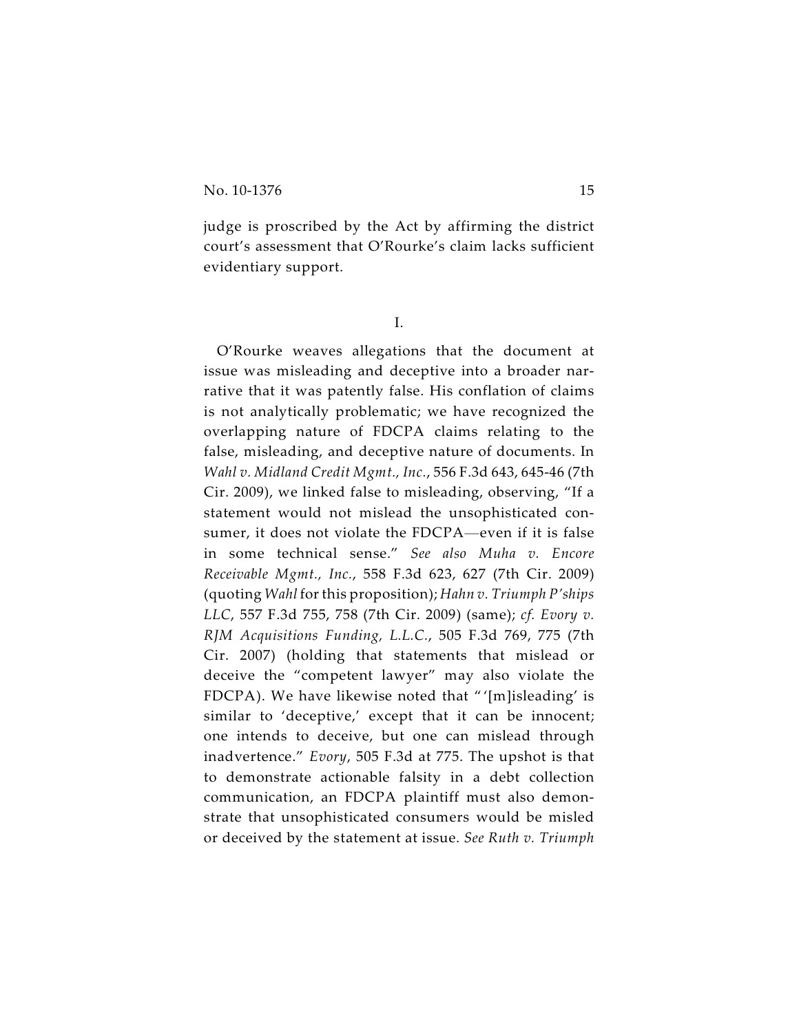judge is proscribed by the Act by affirming the district court's assessment that O'Rourke's claim lacks sufficient evidentiary support.

I.

O'Rourke weaves allegations that the document at issue was misleading and deceptive into a broader narrative that it was patently false. His conflation of claims is not analytically problematic; we have recognized the overlapping nature of FDCPA claims relating to the false, misleading, and deceptive nature of documents. In *Wahl v. Midland Credit Mgmt., Inc.*, 556 F.3d 643, 645-46 (7th Cir. 2009), we linked false to misleading, observing, "If a statement would not mislead the unsophisticated consumer, it does not violate the FDCPA—even if it is false in some technical sense." *See also Muha v. Encore Receivable Mgmt., Inc.*, 558 F.3d 623, 627 (7th Cir. 2009) (quoting *Wahl* for this proposition); *Hahn v. Triumph P'ships LLC*, 557 F.3d 755, 758 (7th Cir. 2009) (same); *cf. Evory v. RJM Acquisitions Funding, L.L.C.*, 505 F.3d 769, 775 (7th Cir. 2007) (holding that statements that mislead or deceive the "competent lawyer" may also violate the FDCPA). We have likewise noted that "'[m]isleading' is similar to 'deceptive,' except that it can be innocent; one intends to deceive, but one can mislead through inadvertence." *Evory*, 505 F.3d at 775. The upshot is that to demonstrate actionable falsity in a debt collection communication, an FDCPA plaintiff must also demonstrate that unsophisticated consumers would be misled or deceived by the statement at issue. *See Ruth v. Triumph*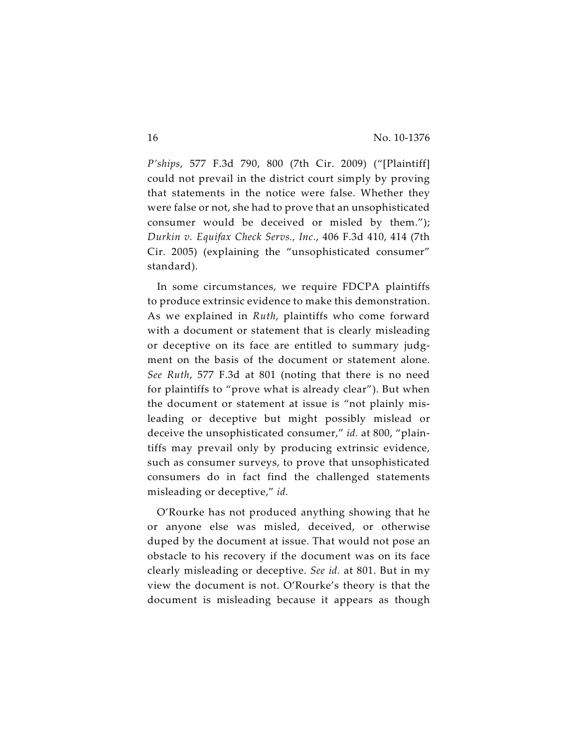*P'ships*, 577 F.3d 790, 800 (7th Cir. 2009) ("[Plaintiff] could not prevail in the district court simply by proving that statements in the notice were false. Whether they were false or not, she had to prove that an unsophisticated consumer would be deceived or misled by them."); *Durkin v. Equifax Check Servs., Inc.*, 406 F.3d 410, 414 (7th Cir. 2005) (explaining the "unsophisticated consumer" standard).

In some circumstances, we require FDCPA plaintiffs to produce extrinsic evidence to make this demonstration. As we explained in *Ruth*, plaintiffs who come forward with a document or statement that is clearly misleading or deceptive on its face are entitled to summary judgment on the basis of the document or statement alone. *See Ruth*, 577 F.3d at 801 (noting that there is no need for plaintiffs to "prove what is already clear"). But when the document or statement at issue is "not plainly misleading or deceptive but might possibly mislead or deceive the unsophisticated consumer," *id.* at 800, "plaintiffs may prevail only by producing extrinsic evidence, such as consumer surveys, to prove that unsophisticated consumers do in fact find the challenged statements misleading or deceptive," *id.*

O'Rourke has not produced anything showing that he or anyone else was misled, deceived, or otherwise duped by the document at issue. That would not pose an obstacle to his recovery if the document was on its face clearly misleading or deceptive. *See id.* at 801. But in my view the document is not. O'Rourke's theory is that the document is misleading because it appears as though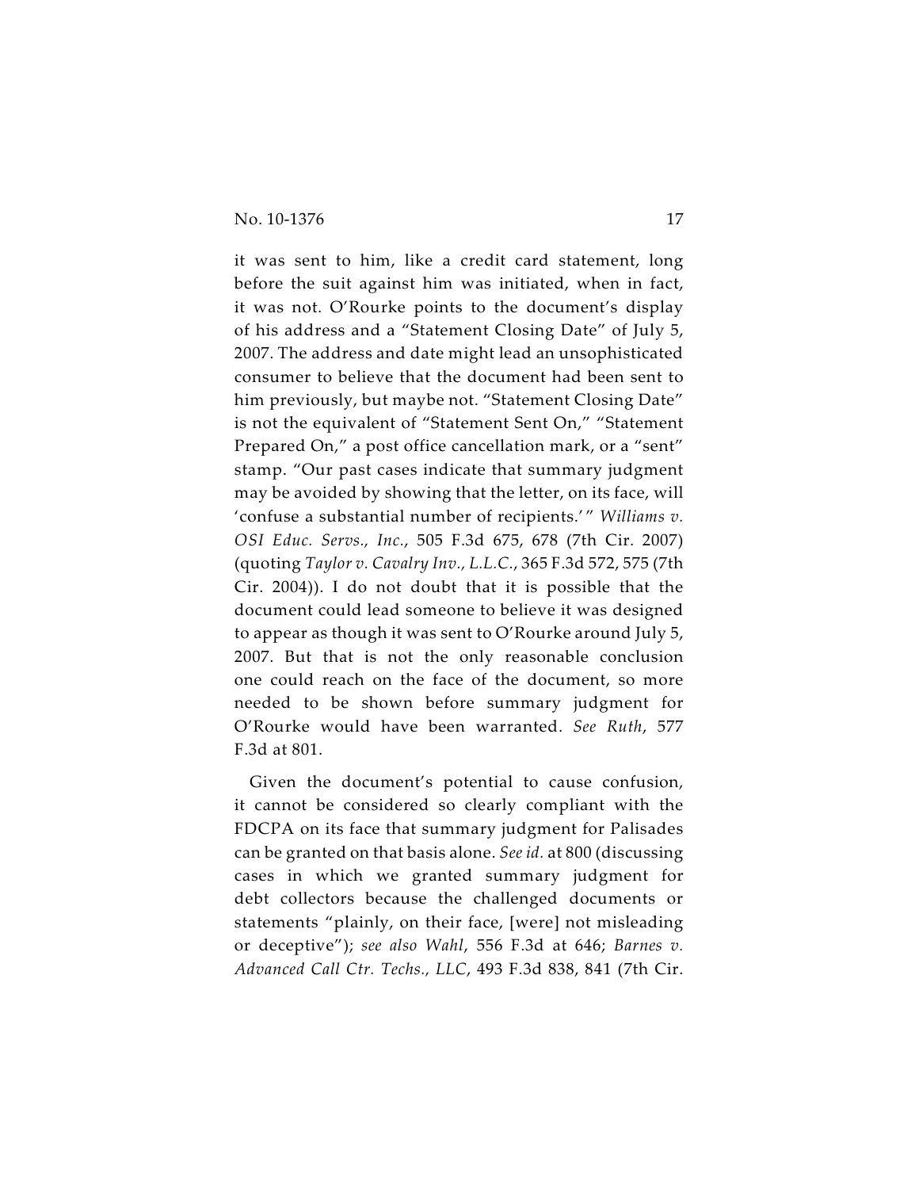it was sent to him, like a credit card statement, long before the suit against him was initiated, when in fact, it was not. O'Rourke points to the document's display of his address and a "Statement Closing Date" of July 5, 2007. The address and date might lead an unsophisticated consumer to believe that the document had been sent to him previously, but maybe not. "Statement Closing Date" is not the equivalent of "Statement Sent On," "Statement Prepared On," a post office cancellation mark, or a "sent" stamp. "Our past cases indicate that summary judgment may be avoided by showing that the letter, on its face, will 'confuse a substantial number of recipients.'" *Williams v. OSI Educ. Servs., Inc.*, 505 F.3d 675, 678 (7th Cir. 2007) (quoting *Taylor v. Cavalry Inv., L.L.C.*, 365 F.3d 572, 575 (7th Cir. 2004)). I do not doubt that it is possible that the document could lead someone to believe it was designed to appear as though it was sent to O'Rourke around July 5, 2007. But that is not the only reasonable conclusion one could reach on the face of the document, so more needed to be shown before summary judgment for O'Rourke would have been warranted. *See Ruth*, 577 F.3d at 801.

Given the document's potential to cause confusion, it cannot be considered so clearly compliant with the FDCPA on its face that summary judgment for Palisades can be granted on that basis alone. *See id.* at 800 (discussing cases in which we granted summary judgment for debt collectors because the challenged documents or statements "plainly, on their face, [were] not misleading or deceptive"); *see also Wahl*, 556 F.3d at 646; *Barnes v. Advanced Call Ctr. Techs., LLC*, 493 F.3d 838, 841 (7th Cir.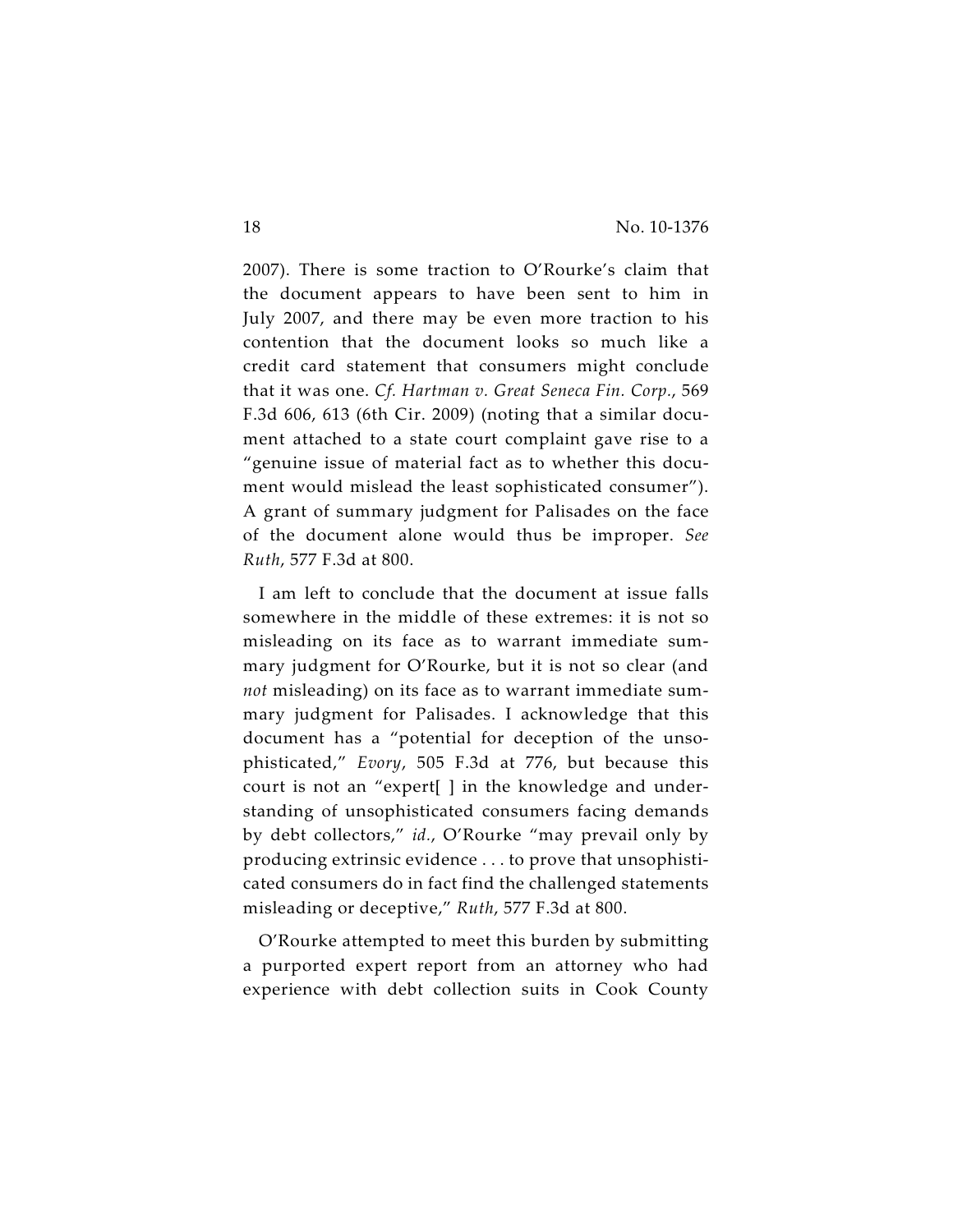2007). There is some traction to O'Rourke's claim that the document appears to have been sent to him in July 2007, and there may be even more traction to his contention that the document looks so much like a credit card statement that consumers might conclude that it was one. *Cf. Hartman v. Great Seneca Fin. Corp.*, 569 F.3d 606, 613 (6th Cir. 2009) (noting that a similar document attached to a state court complaint gave rise to a "genuine issue of material fact as to whether this document would mislead the least sophisticated consumer"). A grant of summary judgment for Palisades on the face of the document alone would thus be improper. *See Ruth*, 577 F.3d at 800.

I am left to conclude that the document at issue falls somewhere in the middle of these extremes: it is not so misleading on its face as to warrant immediate summary judgment for O'Rourke, but it is not so clear (and *not* misleading) on its face as to warrant immediate summary judgment for Palisades. I acknowledge that this document has a "potential for deception of the unsophisticated," *Evory*, 505 F.3d at 776, but because this court is not an "expert[ ] in the knowledge and understanding of unsophisticated consumers facing demands by debt collectors," *id.*, O'Rourke "may prevail only by producing extrinsic evidence . . . to prove that unsophisticated consumers do in fact find the challenged statements misleading or deceptive," *Ruth*, 577 F.3d at 800.

O'Rourke attempted to meet this burden by submitting a purported expert report from an attorney who had experience with debt collection suits in Cook County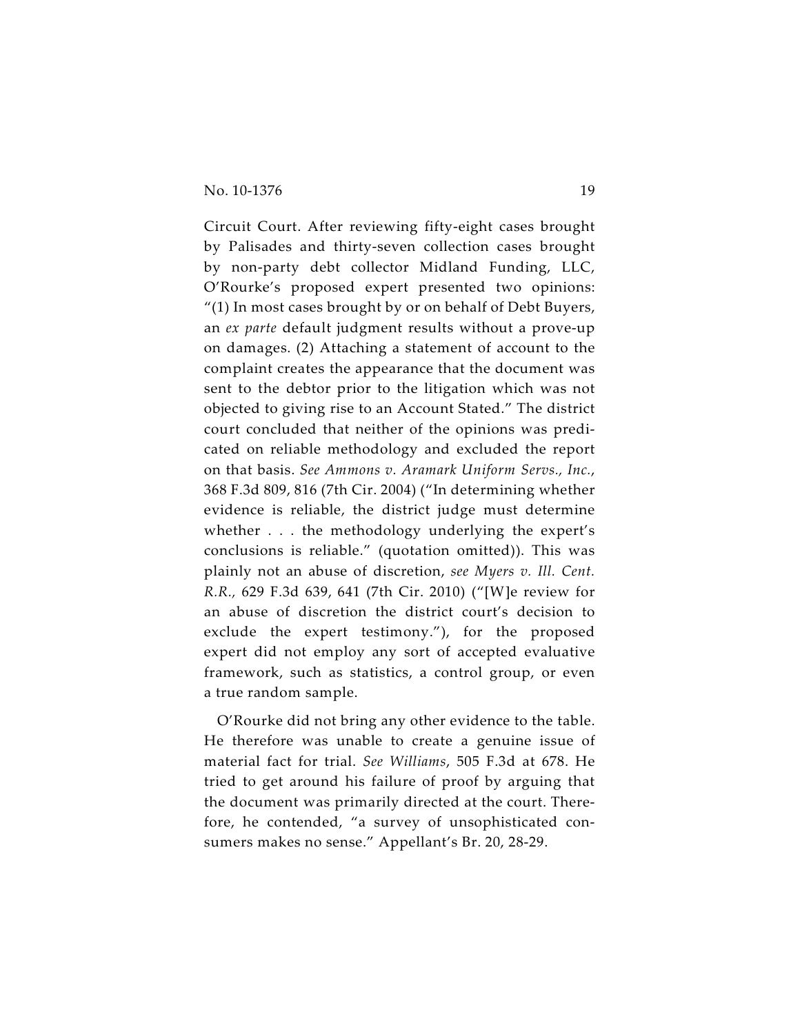Circuit Court. After reviewing fifty-eight cases brought by Palisades and thirty-seven collection cases brought by non-party debt collector Midland Funding, LLC, O'Rourke's proposed expert presented two opinions: "(1) In most cases brought by or on behalf of Debt Buyers, an *ex parte* default judgment results without a prove-up on damages. (2) Attaching a statement of account to the complaint creates the appearance that the document was sent to the debtor prior to the litigation which was not objected to giving rise to an Account Stated." The district court concluded that neither of the opinions was predicated on reliable methodology and excluded the report on that basis. *See Ammons v. Aramark Uniform Servs., Inc.*, 368 F.3d 809, 816 (7th Cir. 2004) ("In determining whether evidence is reliable, the district judge must determine whether . . . the methodology underlying the expert's conclusions is reliable." (quotation omitted)). This was plainly not an abuse of discretion, *see Myers v. Ill. Cent. R.R.*, 629 F.3d 639, 641 (7th Cir. 2010) ("[W]e review for an abuse of discretion the district court's decision to exclude the expert testimony."), for the proposed expert did not employ any sort of accepted evaluative framework, such as statistics, a control group, or even a true random sample.

O'Rourke did not bring any other evidence to the table. He therefore was unable to create a genuine issue of material fact for trial. *See Williams*, 505 F.3d at 678. He tried to get around his failure of proof by arguing that the document was primarily directed at the court. Therefore, he contended, "a survey of unsophisticated consumers makes no sense." Appellant's Br. 20, 28-29.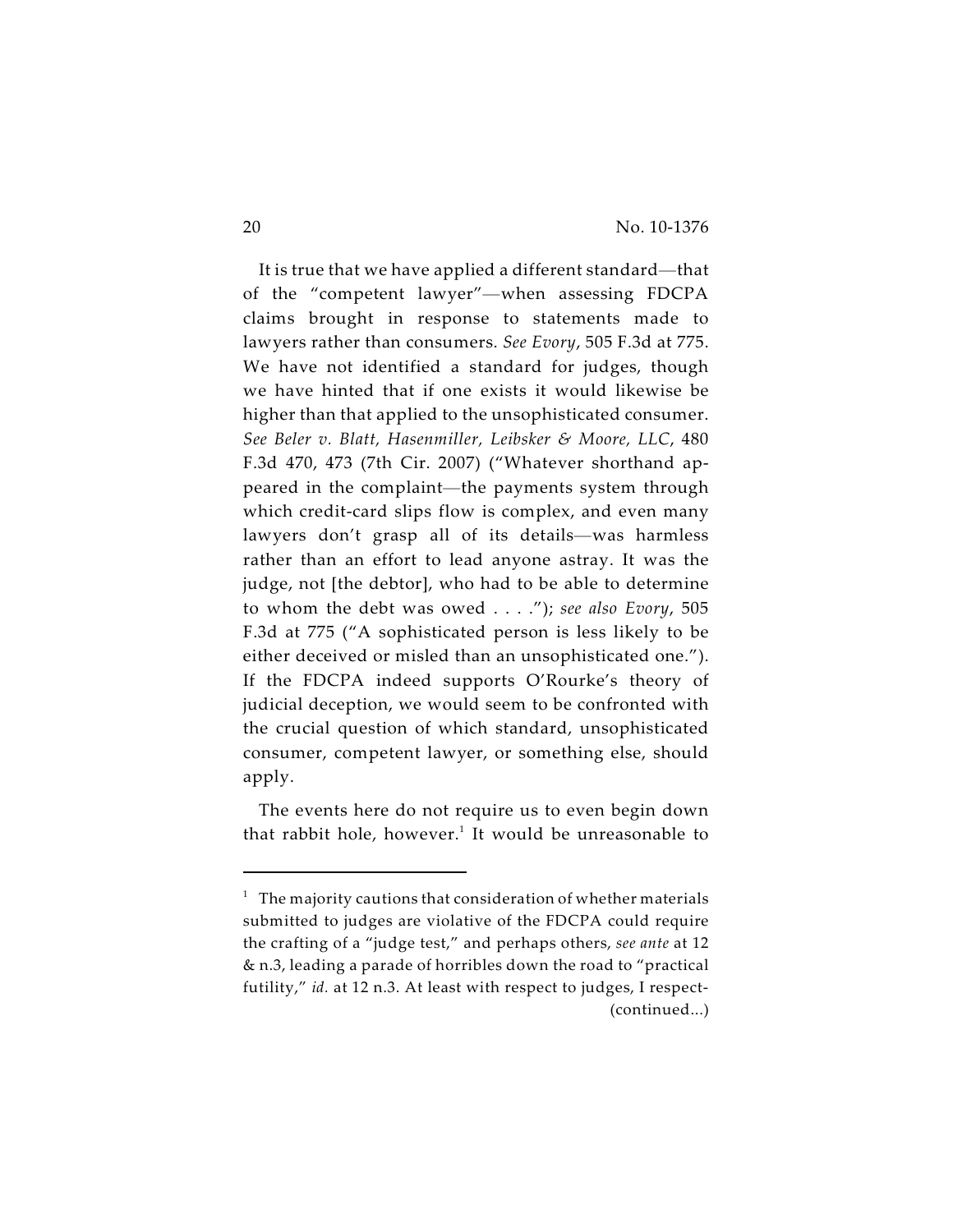It is true that we have applied a different standard—that of the "competent lawyer"—when assessing FDCPA claims brought in response to statements made to lawyers rather than consumers. *See Evory*, 505 F.3d at 775. We have not identified a standard for judges, though we have hinted that if one exists it would likewise be higher than that applied to the unsophisticated consumer. *See Beler v. Blatt, Hasenmiller, Leibsker & Moore, LLC*, 480 F.3d 470, 473 (7th Cir. 2007) ("Whatever shorthand appeared in the complaint—the payments system through which credit-card slips flow is complex, and even many lawyers don't grasp all of its details—was harmless rather than an effort to lead anyone astray. It was the judge, not [the debtor], who had to be able to determine to whom the debt was owed . . . ."); *see also Evory*, 505 F.3d at 775 ("A sophisticated person is less likely to be either deceived or misled than an unsophisticated one."). If the FDCPA indeed supports O'Rourke's theory of judicial deception, we would seem to be confronted with the crucial question of which standard, unsophisticated consumer, competent lawyer, or something else, should apply.

The events here do not require us to even begin down that rabbit hole, however.[1] It would be unreasonable to

---

[1] The majority cautions that consideration of whether materials submitted to judges are violative of the FDCPA could require the crafting of a "judge test," and perhaps others, *see ante* at 12 & n.3, leading a parade of horribles down the road to "practical futility," *id.* at 12 n.3. At least with respect to judges, I respect-
(continued...)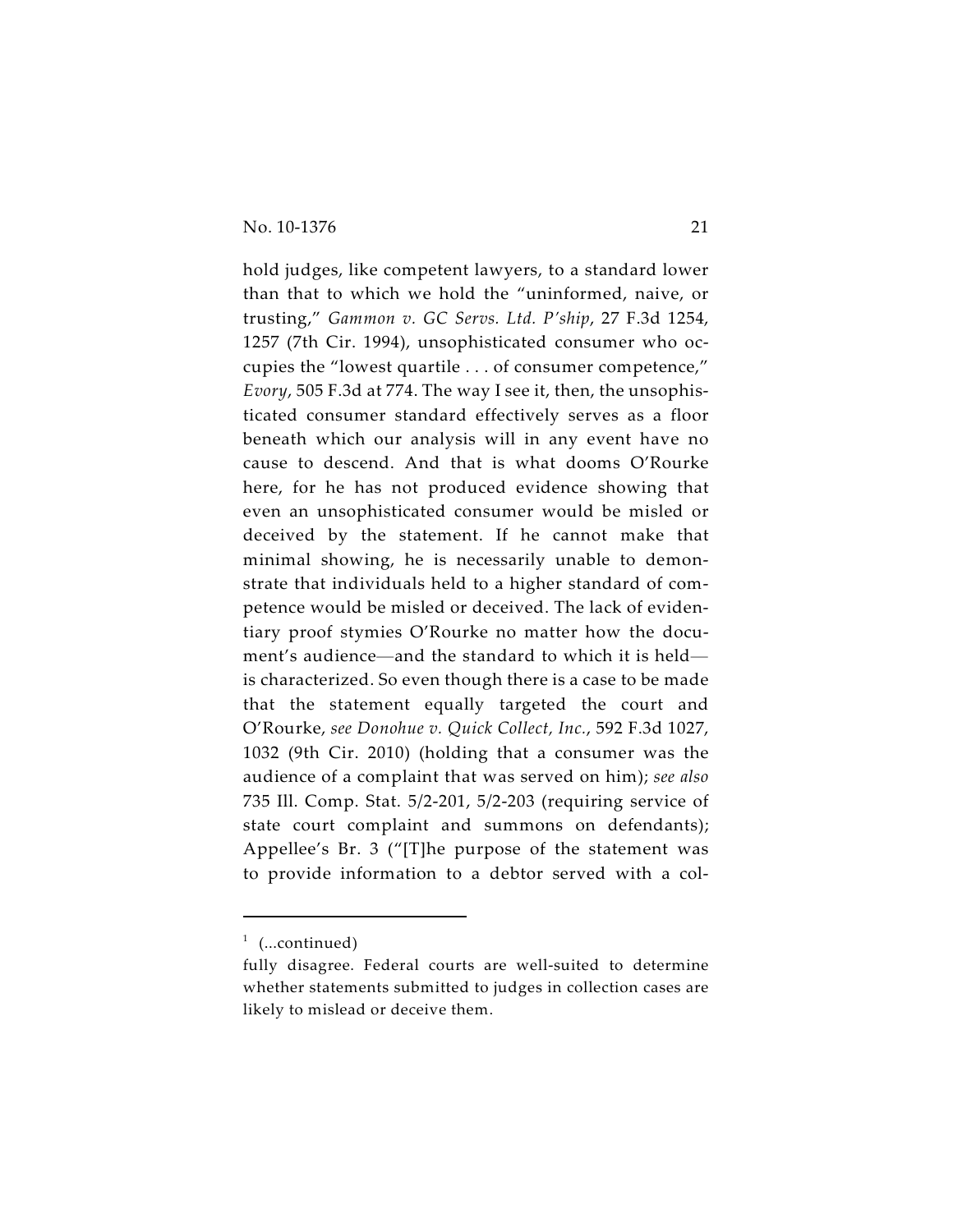hold judges, like competent lawyers, to a standard lower than that to which we hold the "uninformed, naive, or trusting," *Gammon v. GC Servs. Ltd. P'ship*, 27 F.3d 1254, 1257 (7th Cir. 1994), unsophisticated consumer who occupies the "lowest quartile . . . of consumer competence," *Evory*, 505 F.3d at 774. The way I see it, then, the unsophisticated consumer standard effectively serves as a floor beneath which our analysis will in any event have no cause to descend. And that is what dooms O'Rourke here, for he has not produced evidence showing that even an unsophisticated consumer would be misled or deceived by the statement. If he cannot make that minimal showing, he is necessarily unable to demonstrate that individuals held to a higher standard of competence would be misled or deceived. The lack of evidentiary proof stymies O'Rourke no matter how the document's audience—and the standard to which it is held—is characterized. So even though there is a case to be made that the statement equally targeted the court and O'Rourke, *see Donohue v. Quick Collect, Inc.*, 592 F.3d 1027, 1032 (9th Cir. 2010) (holding that a consumer was the audience of a complaint that was served on him); *see also* 735 Ill. Comp. Stat. 5/2-201, 5/2-203 (requiring service of state court complaint and summons on defendants); Appellee's Br. 3 ("[T]he purpose of the statement was to provide information to a debtor served with a col-

---

[1] (...continued)

fully disagree. Federal courts are well-suited to determine whether statements submitted to judges in collection cases are likely to mislead or deceive them.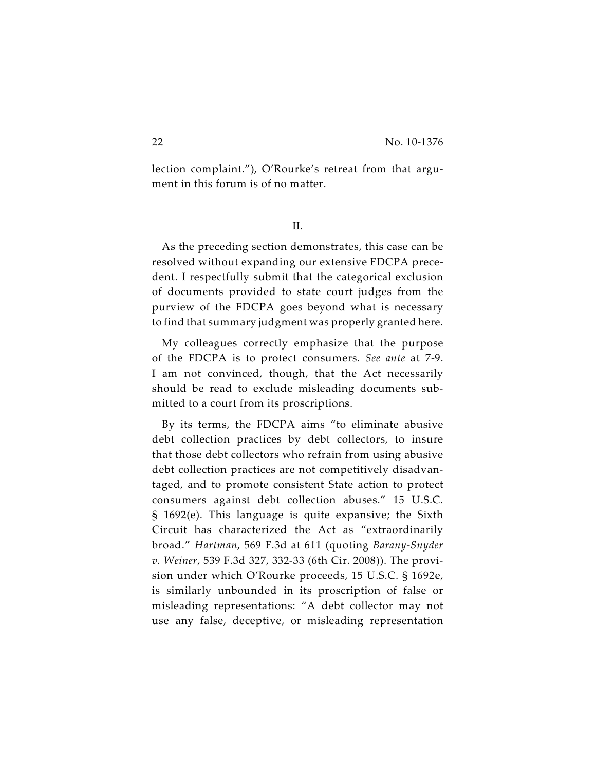lection complaint."), O'Rourke's retreat from that argument in this forum is of no matter.

II.

As the preceding section demonstrates, this case can be resolved without expanding our extensive FDCPA precedent. I respectfully submit that the categorical exclusion of documents provided to state court judges from the purview of the FDCPA goes beyond what is necessary to find that summary judgment was properly granted here.

My colleagues correctly emphasize that the purpose of the FDCPA is to protect consumers. *See ante* at 7-9. I am not convinced, though, that the Act necessarily should be read to exclude misleading documents submitted to a court from its proscriptions.

By its terms, the FDCPA aims "to eliminate abusive debt collection practices by debt collectors, to insure that those debt collectors who refrain from using abusive debt collection practices are not competitively disadvantaged, and to promote consistent State action to protect consumers against debt collection abuses." 15 U.S.C. § 1692(e). This language is quite expansive; the Sixth Circuit has characterized the Act as "extraordinarily broad." *Hartman*, 569 F.3d at 611 (quoting *Barany-Snyder v. Weiner*, 539 F.3d 327, 332-33 (6th Cir. 2008)). The provision under which O'Rourke proceeds, 15 U.S.C. § 1692e, is similarly unbounded in its proscription of false or misleading representations: "A debt collector may not use any false, deceptive, or misleading representation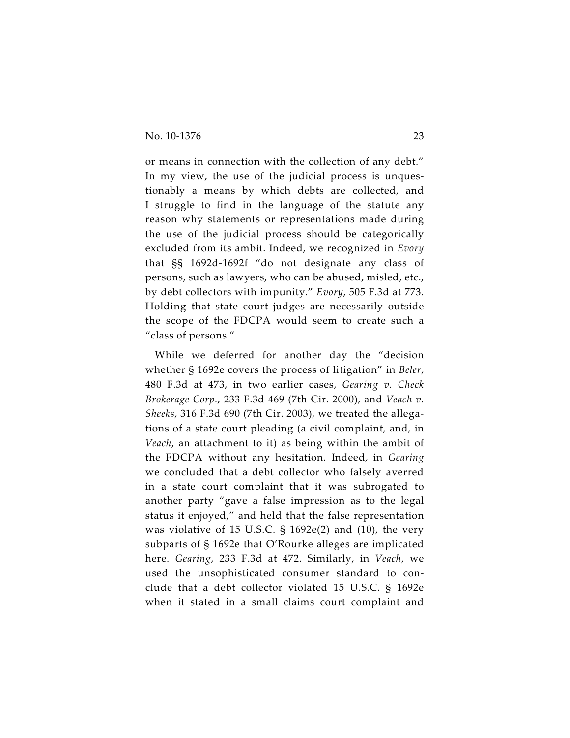or means in connection with the collection of any debt." In my view, the use of the judicial process is unquestionably a means by which debts are collected, and I struggle to find in the language of the statute any reason why statements or representations made during the use of the judicial process should be categorically excluded from its ambit. Indeed, we recognized in *Evory* that §§ 1692d-1692f "do not designate any class of persons, such as lawyers, who can be abused, misled, etc., by debt collectors with impunity." *Evory*, 505 F.3d at 773. Holding that state court judges are necessarily outside the scope of the FDCPA would seem to create such a "class of persons."

While we deferred for another day the "decision whether § 1692e covers the process of litigation" in *Beler*, 480 F.3d at 473, in two earlier cases, *Gearing v. Check Brokerage Corp.*, 233 F.3d 469 (7th Cir. 2000), and *Veach v. Sheeks*, 316 F.3d 690 (7th Cir. 2003), we treated the allegations of a state court pleading (a civil complaint, and, in *Veach*, an attachment to it) as being within the ambit of the FDCPA without any hesitation. Indeed, in *Gearing* we concluded that a debt collector who falsely averred in a state court complaint that it was subrogated to another party "gave a false impression as to the legal status it enjoyed," and held that the false representation was violative of 15 U.S.C. § 1692e(2) and (10), the very subparts of § 1692e that O'Rourke alleges are implicated here. *Gearing*, 233 F.3d at 472. Similarly, in *Veach*, we used the unsophisticated consumer standard to conclude that a debt collector violated 15 U.S.C. § 1692e when it stated in a small claims court complaint and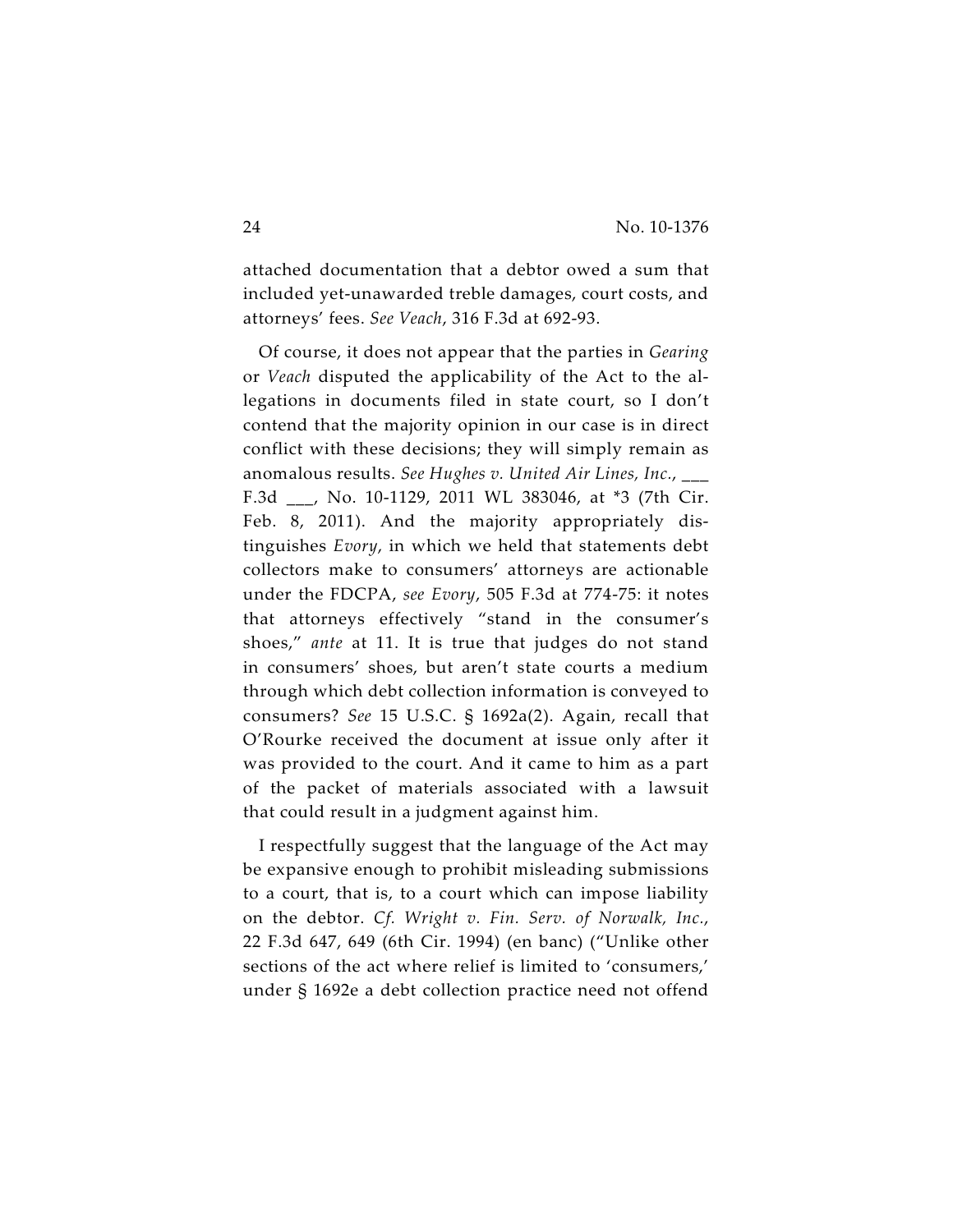attached documentation that a debtor owed a sum that included yet-unawarded treble damages, court costs, and attorneys' fees. *See Veach*, 316 F.3d at 692-93.

Of course, it does not appear that the parties in *Gearing* or *Veach* disputed the applicability of the Act to the allegations in documents filed in state court, so I don't contend that the majority opinion in our case is in direct conflict with these decisions; they will simply remain as anomalous results. *See Hughes v. United Air Lines, Inc.*, ___ F.3d ___, No. 10-1129, 2011 WL 383046, at *3 (7th Cir. Feb. 8, 2011). And the majority appropriately distinguishes *Evory*, in which we held that statements debt collectors make to consumers' attorneys are actionable under the FDCPA, *see Evory*, 505 F.3d at 774-75: it notes that attorneys effectively "stand in the consumer's shoes," *ante* at 11. It is true that judges do not stand in consumers' shoes, but aren't state courts a medium through which debt collection information is conveyed to consumers? *See* 15 U.S.C. § 1692a(2). Again, recall that O'Rourke received the document at issue only after it was provided to the court. And it came to him as a part of the packet of materials associated with a lawsuit that could result in a judgment against him.

I respectfully suggest that the language of the Act may be expansive enough to prohibit misleading submissions to a court, that is, to a court which can impose liability on the debtor. *Cf. Wright v. Fin. Serv. of Norwalk, Inc.*, 22 F.3d 647, 649 (6th Cir. 1994) (en banc) ("Unlike other sections of the act where relief is limited to 'consumers,' under § 1692e a debt collection practice need not offend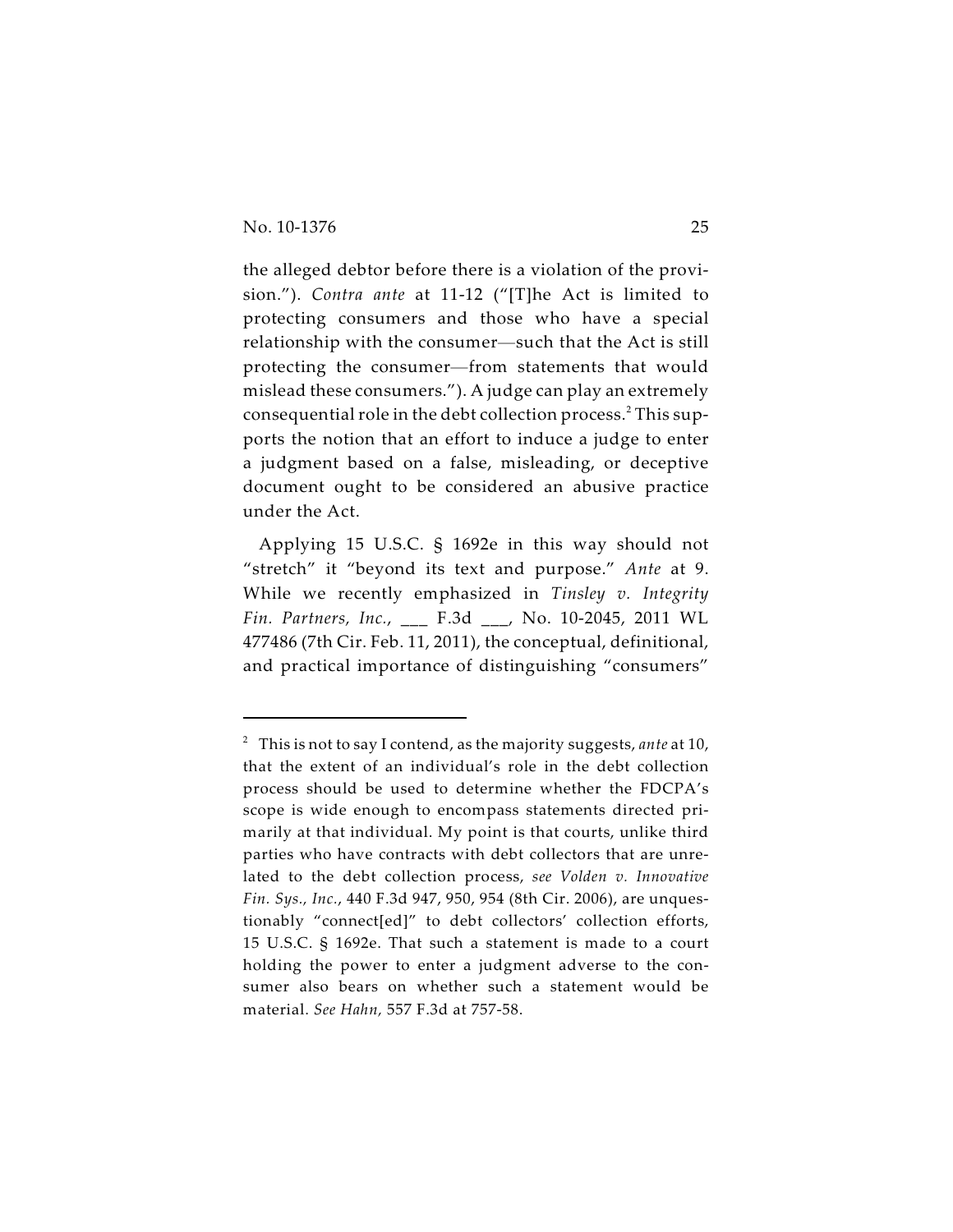the alleged debtor before there is a violation of the provision."). *Contra ante* at 11-12 ("[T]he Act is limited to protecting consumers and those who have a special relationship with the consumer—such that the Act is still protecting the consumer—from statements that would mislead these consumers."). A judge can play an extremely consequential role in the debt collection process.[2] This supports the notion that an effort to induce a judge to enter a judgment based on a false, misleading, or deceptive document ought to be considered an abusive practice under the Act.

Applying 15 U.S.C. § 1692e in this way should not "stretch" it "beyond its text and purpose." *Ante* at 9. While we recently emphasized in *Tinsley v. Integrity Fin. Partners, Inc.*, ___ F.3d ___, No. 10-2045, 2011 WL 477486 (7th Cir. Feb. 11, 2011), the conceptual, definitional, and practical importance of distinguishing "consumers"

---

[2] This is not to say I contend, as the majority suggests, *ante* at 10, that the extent of an individual's role in the debt collection process should be used to determine whether the FDCPA's scope is wide enough to encompass statements directed primarily at that individual. My point is that courts, unlike third parties who have contracts with debt collectors that are unrelated to the debt collection process, *see Volden v. Innovative Fin. Sys., Inc.*, 440 F.3d 947, 950, 954 (8th Cir. 2006), are unquestionably "connect[ed]" to debt collectors' collection efforts, 15 U.S.C. § 1692e. That such a statement is made to a court holding the power to enter a judgment adverse to the consumer also bears on whether such a statement would be material. *See Hahn*, 557 F.3d at 757-58.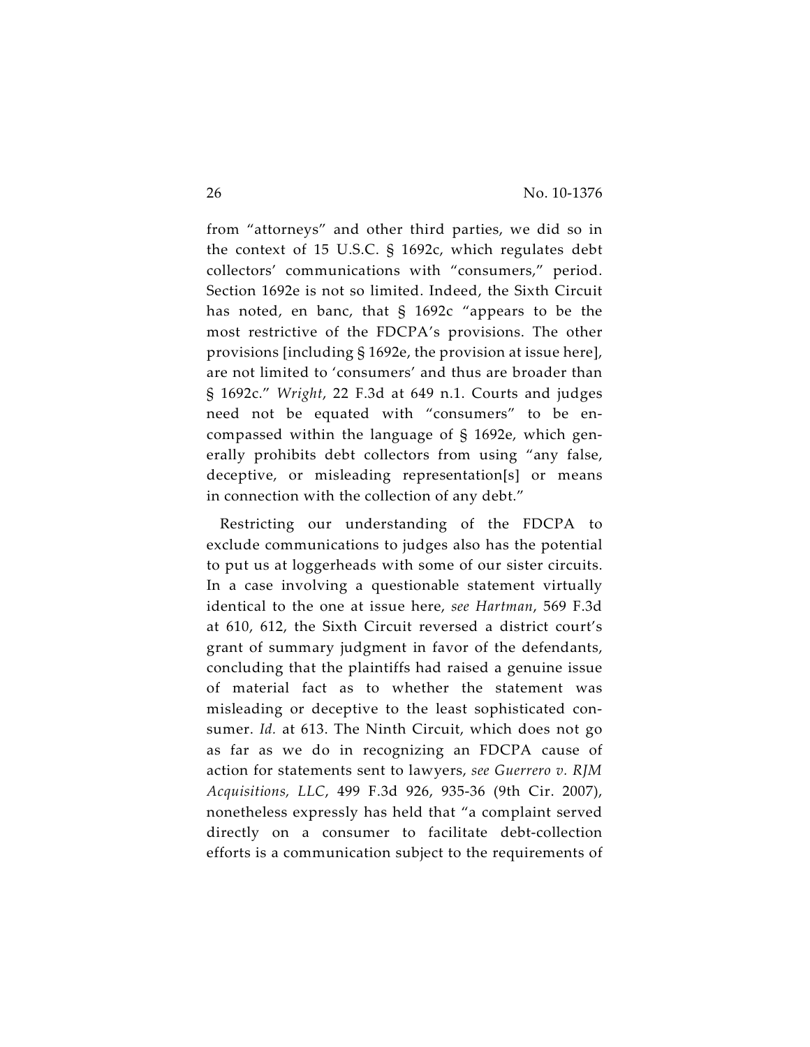from "attorneys" and other third parties, we did so in the context of 15 U.S.C. § 1692c, which regulates debt collectors' communications with "consumers," period. Section 1692e is not so limited. Indeed, the Sixth Circuit has noted, en banc, that § 1692c "appears to be the most restrictive of the FDCPA's provisions. The other provisions [including § 1692e, the provision at issue here], are not limited to 'consumers' and thus are broader than § 1692c." *Wright*, 22 F.3d at 649 n.1. Courts and judges need not be equated with "consumers" to be encompassed within the language of § 1692e, which generally prohibits debt collectors from using "any false, deceptive, or misleading representation[s] or means in connection with the collection of any debt."

Restricting our understanding of the FDCPA to exclude communications to judges also has the potential to put us at loggerheads with some of our sister circuits. In a case involving a questionable statement virtually identical to the one at issue here, *see Hartman*, 569 F.3d at 610, 612, the Sixth Circuit reversed a district court's grant of summary judgment in favor of the defendants, concluding that the plaintiffs had raised a genuine issue of material fact as to whether the statement was misleading or deceptive to the least sophisticated consumer. *Id.* at 613. The Ninth Circuit, which does not go as far as we do in recognizing an FDCPA cause of action for statements sent to lawyers, *see Guerrero v. RJM Acquisitions, LLC*, 499 F.3d 926, 935-36 (9th Cir. 2007), nonetheless expressly has held that "a complaint served directly on a consumer to facilitate debt-collection efforts is a communication subject to the requirements of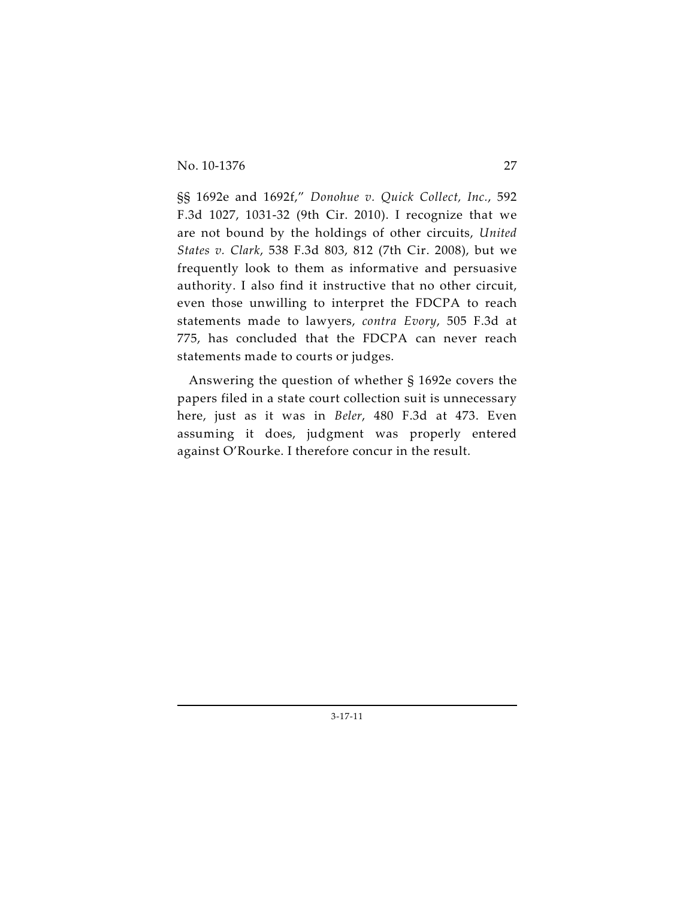§§ 1692e and 1692f," *Donohue v. Quick Collect, Inc.*, 592 F.3d 1027, 1031-32 (9th Cir. 2010). I recognize that we are not bound by the holdings of other circuits, *United States v. Clark*, 538 F.3d 803, 812 (7th Cir. 2008), but we frequently look to them as informative and persuasive authority. I also find it instructive that no other circuit, even those unwilling to interpret the FDCPA to reach statements made to lawyers, *contra Evory*, 505 F.3d at 775, has concluded that the FDCPA can never reach statements made to courts or judges.

Answering the question of whether § 1692e covers the papers filed in a state court collection suit is unnecessary here, just as it was in *Beler*, 480 F.3d at 473. Even assuming it does, judgment was properly entered against O'Rourke. I therefore concur in the result.

3-17-11